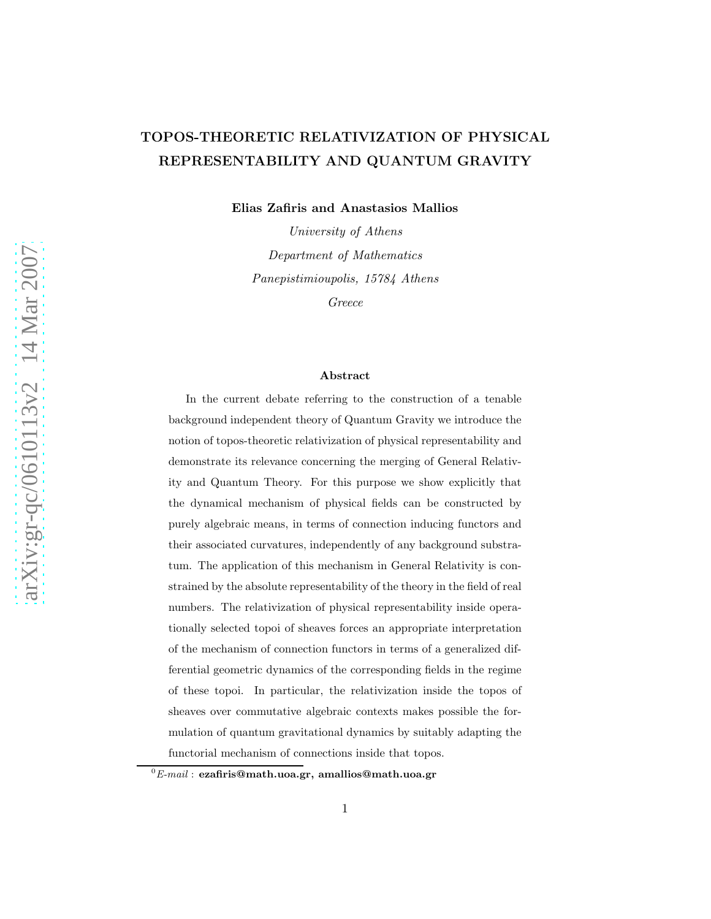# TOPOS-THEORETIC RELATIVIZATION OF PHYSICAL REPRESENTABILITY AND QUANTUM GRAVITY

**Elias Zafiris and Anastasios Mallios**

*University of Athens*

*Department of Mathematics*

*Panepistimioupolis, 15784 Athens*

*Greece*

### Abstract

In the current debate referring to the construction of a tenable background independent theory of Quantum Gravity we introduce the notion of topos-theoretic relativization of physical representability and demonstrate its relevance concerning the merging of General Relativity and Quantum Theory. For this purpose we show explicitly that the dynamical mechanism of physical fields can be constructed by purely algebraic means, in terms of connection inducing functors and their associated curvatures, independently of any background substratum. The application of this mechanism in General Relativity is constrained by the absolute representability of the theory in the field of real numbers. The relativization of physical representability inside operationally selected topoi of sheaves forces an appropriate interpretation of the mechanism of connection functors in terms of a generalized differential geometric dynamics of the corresponding fields in the regime of these topoi. In particular, the relativization inside the topos of sheaves over commutative algebraic contexts makes possible the formulation of quantum gravitational dynamics by suitably adapting the functorial mechanism of connections inside that topos.

---

[0] *E-mail* : **ezafiris@math.uoa.gr, amallios@math.uoa.gr**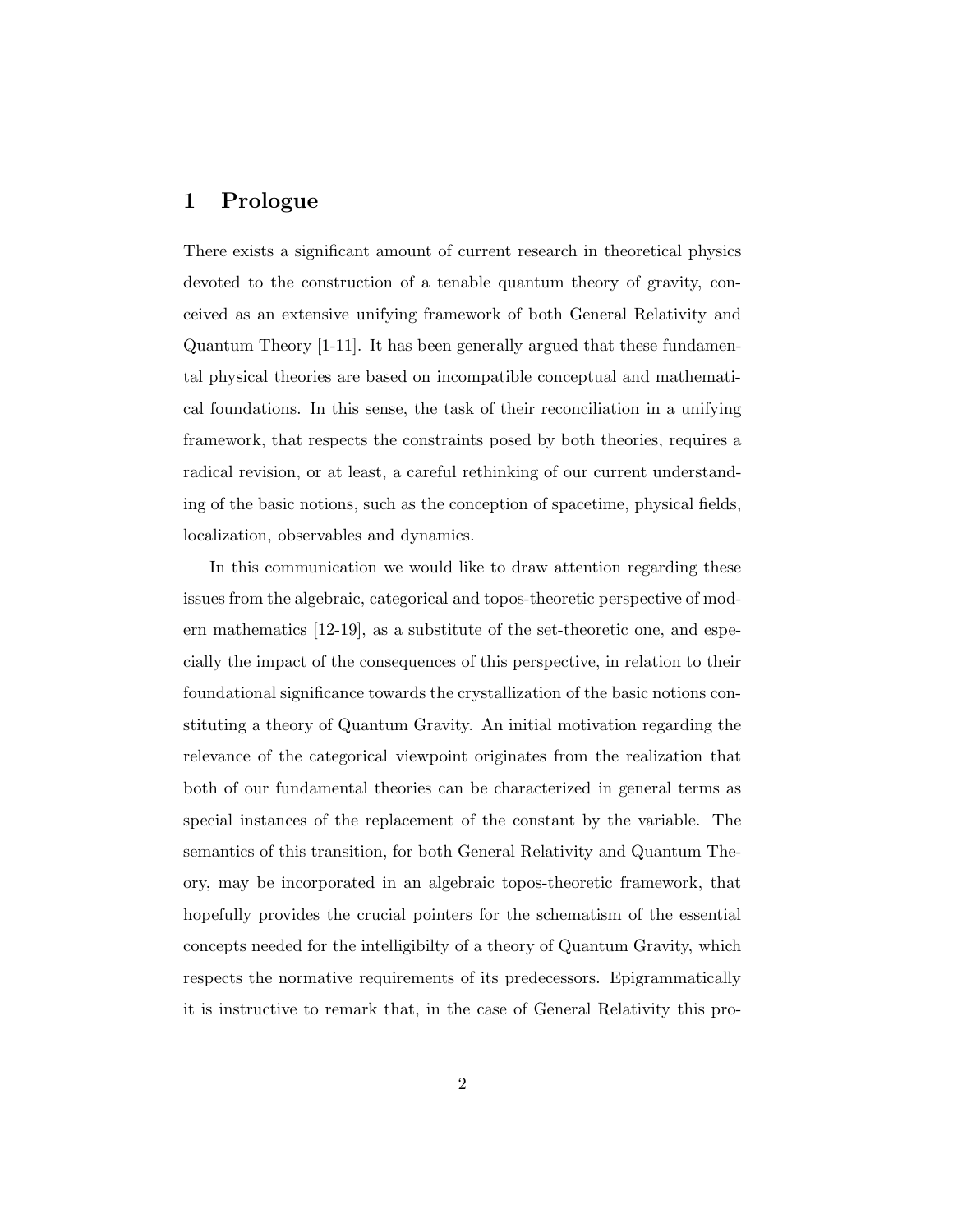## 1 Prologue

There exists a significant amount of current research in theoretical physics devoted to the construction of a tenable quantum theory of gravity, conceived as an extensive unifying framework of both General Relativity and Quantum Theory [1-11]. It has been generally argued that these fundamental physical theories are based on incompatible conceptual and mathematical foundations. In this sense, the task of their reconciliation in a unifying framework, that respects the constraints posed by both theories, requires a radical revision, or at least, a careful rethinking of our current understanding of the basic notions, such as the conception of spacetime, physical fields, localization, observables and dynamics.

In this communication we would like to draw attention regarding these issues from the algebraic, categorical and topos-theoretic perspective of modern mathematics [12-19], as a substitute of the set-theoretic one, and especially the impact of the consequences of this perspective, in relation to their foundational significance towards the crystallization of the basic notions constituting a theory of Quantum Gravity. An initial motivation regarding the relevance of the categorical viewpoint originates from the realization that both of our fundamental theories can be characterized in general terms as special instances of the replacement of the constant by the variable. The semantics of this transition, for both General Relativity and Quantum Theory, may be incorporated in an algebraic topos-theoretic framework, that hopefully provides the crucial pointers for the schematism of the essential concepts needed for the intelligibilty of a theory of Quantum Gravity, which respects the normative requirements of its predecessors. Epigrammatically it is instructive to remark that, in the case of General Relativity this pro-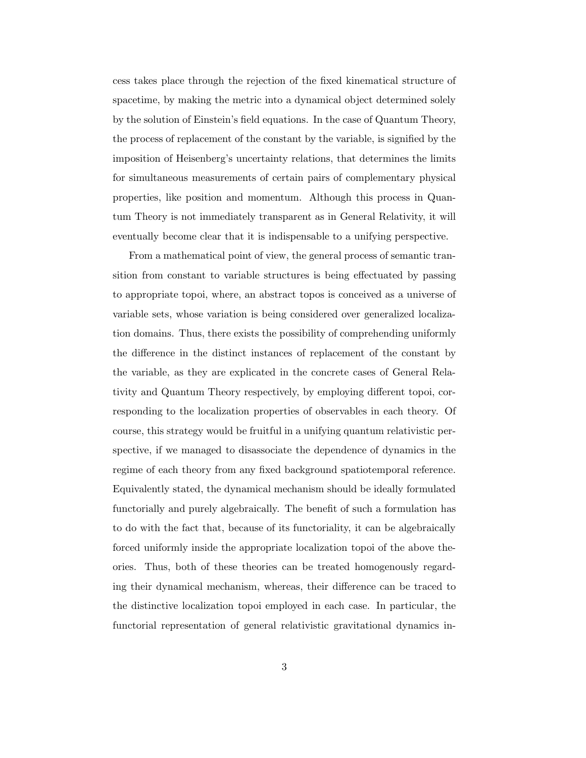cess takes place through the rejection of the fixed kinematical structure of spacetime, by making the metric into a dynamical object determined solely by the solution of Einstein's field equations. In the case of Quantum Theory, the process of replacement of the constant by the variable, is signified by the imposition of Heisenberg's uncertainty relations, that determines the limits for simultaneous measurements of certain pairs of complementary physical properties, like position and momentum. Although this process in Quantum Theory is not immediately transparent as in General Relativity, it will eventually become clear that it is indispensable to a unifying perspective.

From a mathematical point of view, the general process of semantic transition from constant to variable structures is being effectuated by passing to appropriate topoi, where, an abstract topos is conceived as a universe of variable sets, whose variation is being considered over generalized localization domains. Thus, there exists the possibility of comprehending uniformly the difference in the distinct instances of replacement of the constant by the variable, as they are explicated in the concrete cases of General Relativity and Quantum Theory respectively, by employing different topoi, corresponding to the localization properties of observables in each theory. Of course, this strategy would be fruitful in a unifying quantum relativistic perspective, if we managed to disassociate the dependence of dynamics in the regime of each theory from any fixed background spatiotemporal reference. Equivalently stated, the dynamical mechanism should be ideally formulated functorially and purely algebraically. The benefit of such a formulation has to do with the fact that, because of its functoriality, it can be algebraically forced uniformly inside the appropriate localization topoi of the above theories. Thus, both of these theories can be treated homogenously regarding their dynamical mechanism, whereas, their difference can be traced to the distinctive localization topoi employed in each case. In particular, the functorial representation of general relativistic gravitational dynamics in-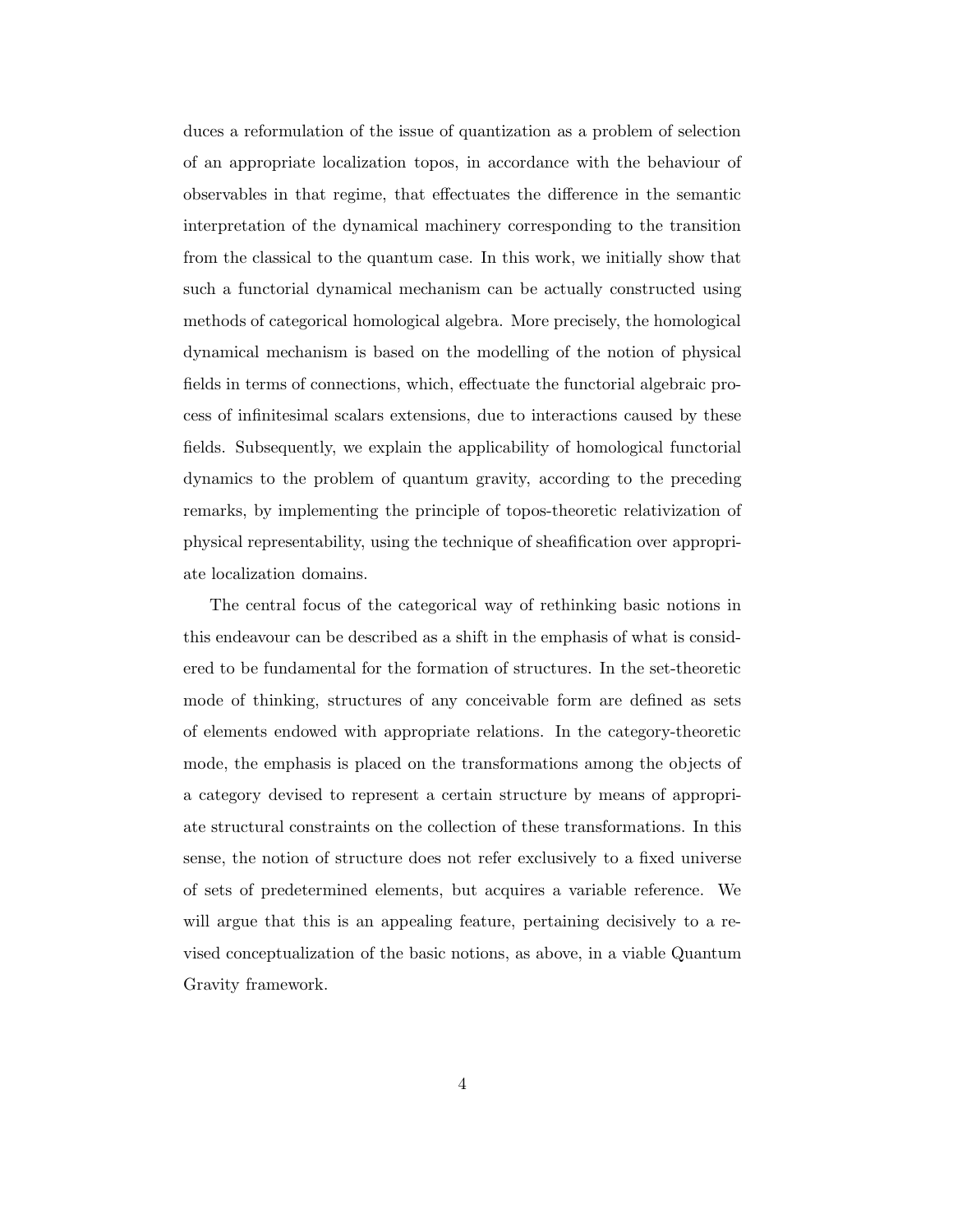duces a reformulation of the issue of quantization as a problem of selection of an appropriate localization topos, in accordance with the behaviour of observables in that regime, that effectuates the difference in the semantic interpretation of the dynamical machinery corresponding to the transition from the classical to the quantum case. In this work, we initially show that such a functorial dynamical mechanism can be actually constructed using methods of categorical homological algebra. More precisely, the homological dynamical mechanism is based on the modelling of the notion of physical fields in terms of connections, which, effectuate the functorial algebraic process of infinitesimal scalars extensions, due to interactions caused by these fields. Subsequently, we explain the applicability of homological functorial dynamics to the problem of quantum gravity, according to the preceding remarks, by implementing the principle of topos-theoretic relativization of physical representability, using the technique of sheafification over appropriate localization domains.

The central focus of the categorical way of rethinking basic notions in this endeavour can be described as a shift in the emphasis of what is considered to be fundamental for the formation of structures. In the set-theoretic mode of thinking, structures of any conceivable form are defined as sets of elements endowed with appropriate relations. In the category-theoretic mode, the emphasis is placed on the transformations among the objects of a category devised to represent a certain structure by means of appropriate structural constraints on the collection of these transformations. In this sense, the notion of structure does not refer exclusively to a fixed universe of sets of predetermined elements, but acquires a variable reference. We will argue that this is an appealing feature, pertaining decisively to a revised conceptualization of the basic notions, as above, in a viable Quantum Gravity framework.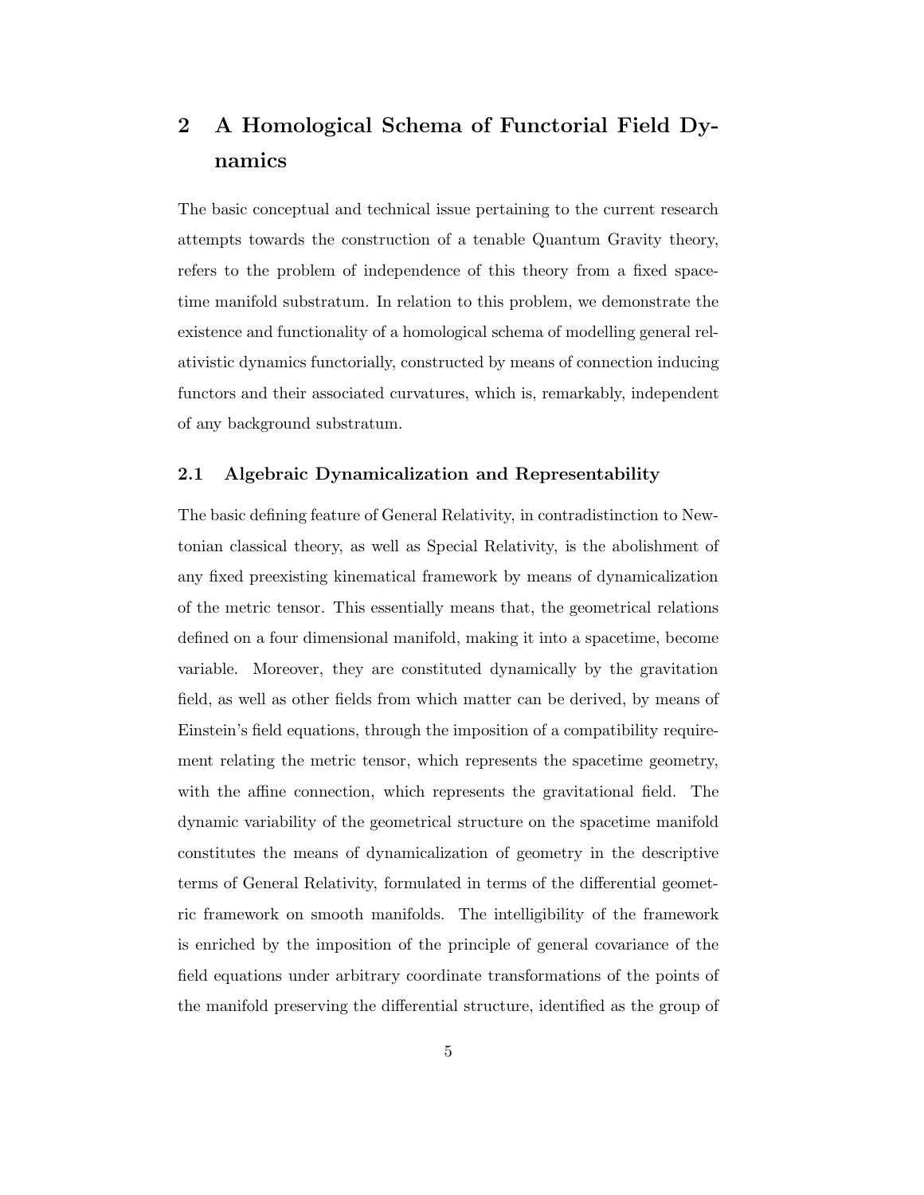## 2 A Homological Schema of Functorial Field Dynamics

The basic conceptual and technical issue pertaining to the current research attempts towards the construction of a tenable Quantum Gravity theory, refers to the problem of independence of this theory from a fixed spacetime manifold substratum. In relation to this problem, we demonstrate the existence and functionality of a homological schema of modelling general relativistic dynamics functorially, constructed by means of connection inducing functors and their associated curvatures, which is, remarkably, independent of any background substratum.

### 2.1 Algebraic Dynamicalization and Representability

The basic defining feature of General Relativity, in contradistinction to Newtonian classical theory, as well as Special Relativity, is the abolishment of any fixed preexisting kinematical framework by means of dynamicalization of the metric tensor. This essentially means that, the geometrical relations defined on a four dimensional manifold, making it into a spacetime, become variable. Moreover, they are constituted dynamically by the gravitation field, as well as other fields from which matter can be derived, by means of Einstein's field equations, through the imposition of a compatibility requirement relating the metric tensor, which represents the spacetime geometry, with the affine connection, which represents the gravitational field. The dynamic variability of the geometrical structure on the spacetime manifold constitutes the means of dynamicalization of geometry in the descriptive terms of General Relativity, formulated in terms of the differential geometric framework on smooth manifolds. The intelligibility of the framework is enriched by the imposition of the principle of general covariance of the field equations under arbitrary coordinate transformations of the points of the manifold preserving the differential structure, identified as the group of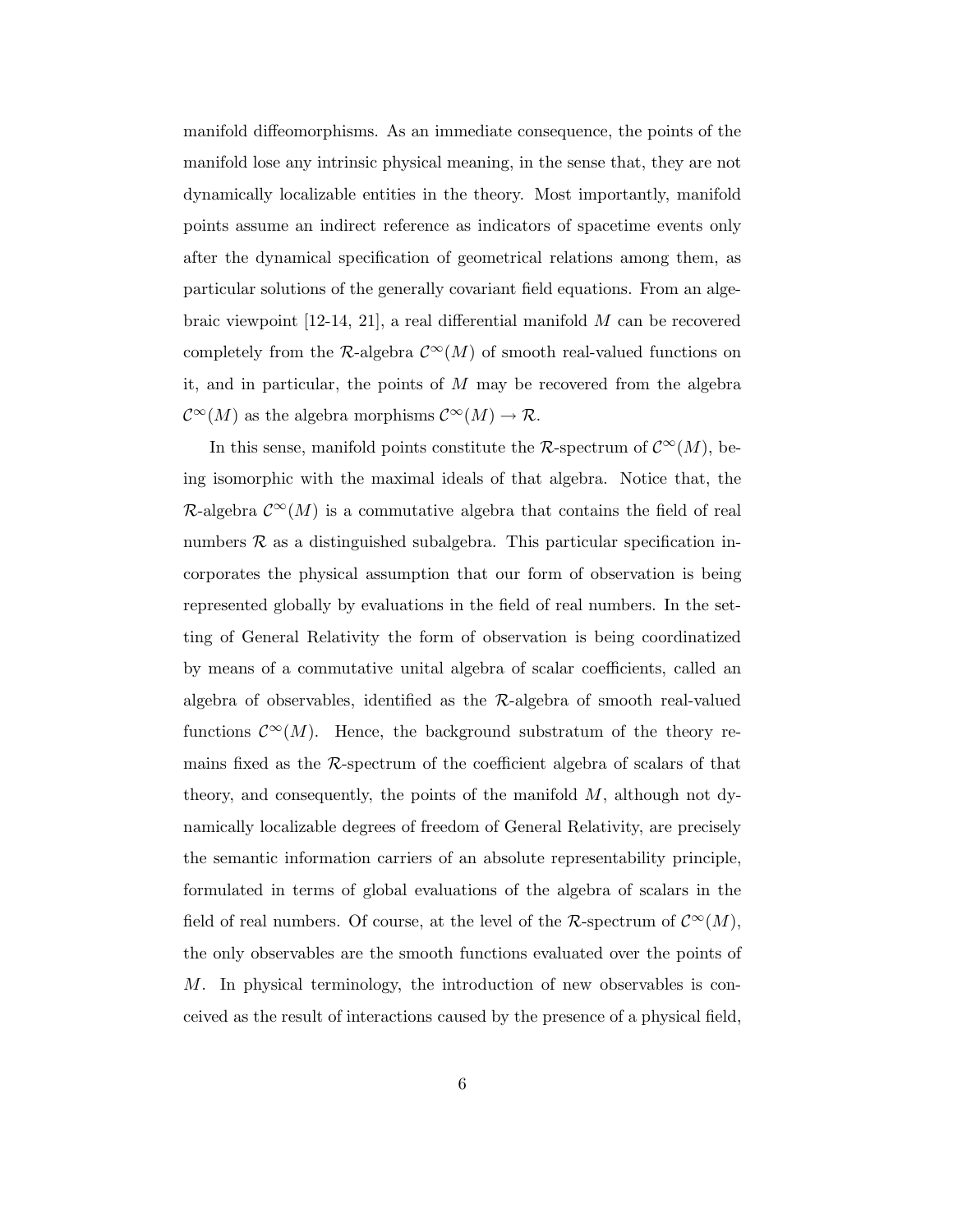manifold diffeomorphisms. As an immediate consequence, the points of the manifold lose any intrinsic physical meaning, in the sense that, they are not dynamically localizable entities in the theory. Most importantly, manifold points assume an indirect reference as indicators of spacetime events only after the dynamical specification of geometrical relations among them, as particular solutions of the generally covariant field equations. From an algebraic viewpoint [12-14, 21], a real differential manifold $M$ can be recovered completely from the $\mathcal{R}$-algebra $\mathcal{C}^{\infty}(M)$ of smooth real-valued functions on it, and in particular, the points of $M$ may be recovered from the algebra $\mathcal{C}^{\infty}(M)$ as the algebra morphisms $\mathcal{C}^{\infty}(M) \rightarrow \mathcal{R}$.

In this sense, manifold points constitute the $\mathcal{R}$-spectrum of $\mathcal{C}^{\infty}(M)$, being isomorphic with the maximal ideals of that algebra. Notice that, the $\mathcal{R}$-algebra $\mathcal{C}^{\infty}(M)$ is a commutative algebra that contains the field of real numbers $\mathcal{R}$ as a distinguished subalgebra. This particular specification incorporates the physical assumption that our form of observation is being represented globally by evaluations in the field of real numbers. In the setting of General Relativity the form of observation is being coordinatized by means of a commutative unital algebra of scalar coefficients, called an algebra of observables, identified as the $\mathcal{R}$-algebra of smooth real-valued functions $\mathcal{C}^{\infty}(M)$. Hence, the background substratum of the theory remains fixed as the $\mathcal{R}$-spectrum of the coefficient algebra of scalars of that theory, and consequently, the points of the manifold $M$, although not dynamically localizable degrees of freedom of General Relativity, are precisely the semantic information carriers of an absolute representability principle, formulated in terms of global evaluations of the algebra of scalars in the field of real numbers. Of course, at the level of the $\mathcal{R}$-spectrum of $\mathcal{C}^{\infty}(M)$, the only observables are the smooth functions evaluated over the points of $M$. In physical terminology, the introduction of new observables is conceived as the result of interactions caused by the presence of a physical field,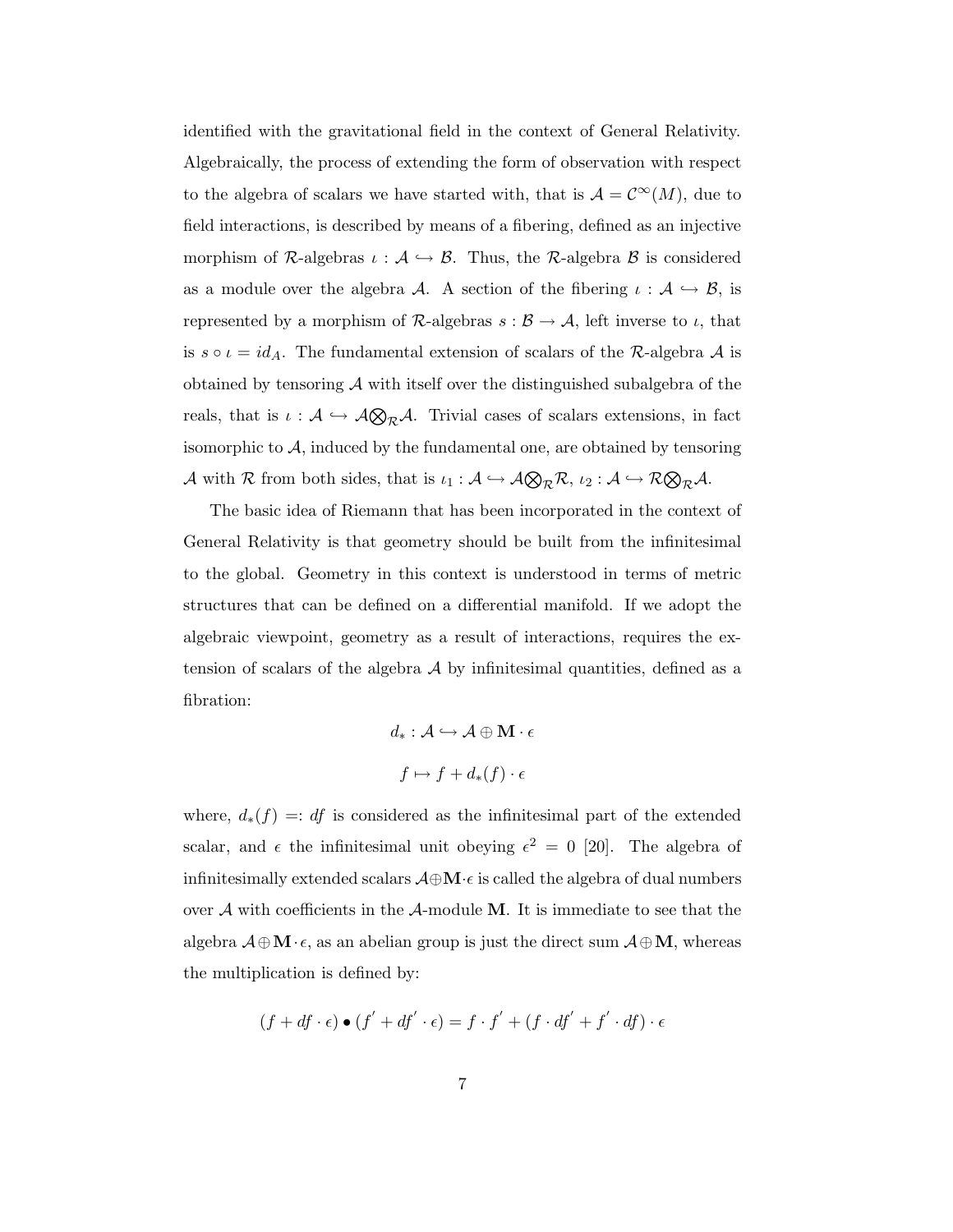identified with the gravitational field in the context of General Relativity. Algebraically, the process of extending the form of observation with respect to the algebra of scalars we have started with, that is $\mathcal{A} = \mathcal{C}^{\infty}(M)$, due to field interactions, is described by means of a fibering, defined as an injective morphism of $\mathcal{R}$-algebras $\iota : \mathcal{A} \hookrightarrow \mathcal{B}$. Thus, the $\mathcal{R}$-algebra $\mathcal{B}$ is considered as a module over the algebra $\mathcal{A}$. A section of the fibering $\iota : \mathcal{A} \hookrightarrow \mathcal{B}$, is represented by a morphism of $\mathcal{R}$-algebras $s : \mathcal{B} \to \mathcal{A}$, left inverse to $\iota$, that is $s \circ \iota = id_A$. The fundamental extension of scalars of the $\mathcal{R}$-algebra $\mathcal{A}$ is obtained by tensoring $\mathcal{A}$ with itself over the distinguished subalgebra of the reals, that is $\iota : \mathcal{A} \hookrightarrow \mathcal{A} \bigotimes_{\mathcal{R}} \mathcal{A}$. Trivial cases of scalars extensions, in fact isomorphic to $\mathcal{A}$, induced by the fundamental one, are obtained by tensoring $\mathcal{A}$ with $\mathcal{R}$ from both sides, that is $\iota_1 : \mathcal{A} \hookrightarrow \mathcal{A} \bigotimes_{\mathcal{R}} \mathcal{R}$, $\iota_2 : \mathcal{A} \hookrightarrow \mathcal{R} \bigotimes_{\mathcal{R}} \mathcal{A}$.

The basic idea of Riemann that has been incorporated in the context of General Relativity is that geometry should be built from the infinitesimal to the global. Geometry in this context is understood in terms of metric structures that can be defined on a differential manifold. If we adopt the algebraic viewpoint, geometry as a result of interactions, requires the extension of scalars of the algebra $\mathcal{A}$ by infinitesimal quantities, defined as a fibration:

$$d_* : \mathcal{A} \hookrightarrow \mathcal{A} \oplus \mathbf{M} \cdot \epsilon$$

$$f \mapsto f + d_*(f) \cdot \epsilon$$

where, $d_*(f) =: df$ is considered as the infinitesimal part of the extended scalar, and $\epsilon$ the infinitesimal unit obeying $\epsilon^2 = 0$ [20]. The algebra of infinitesimally extended scalars $\mathcal{A} \oplus \mathbf{M} \cdot \epsilon$ is called the algebra of dual numbers over $\mathcal{A}$ with coefficients in the $\mathcal{A}$-module $\mathbf{M}$. It is immediate to see that the algebra $\mathcal{A} \oplus \mathbf{M} \cdot \epsilon$, as an abelian group is just the direct sum $\mathcal{A} \oplus \mathbf{M}$, whereas the multiplication is defined by:

$$(f + df \cdot \epsilon) \bullet (f' + df' \cdot \epsilon) = f \cdot f' + (f \cdot df' + f' \cdot df) \cdot \epsilon$$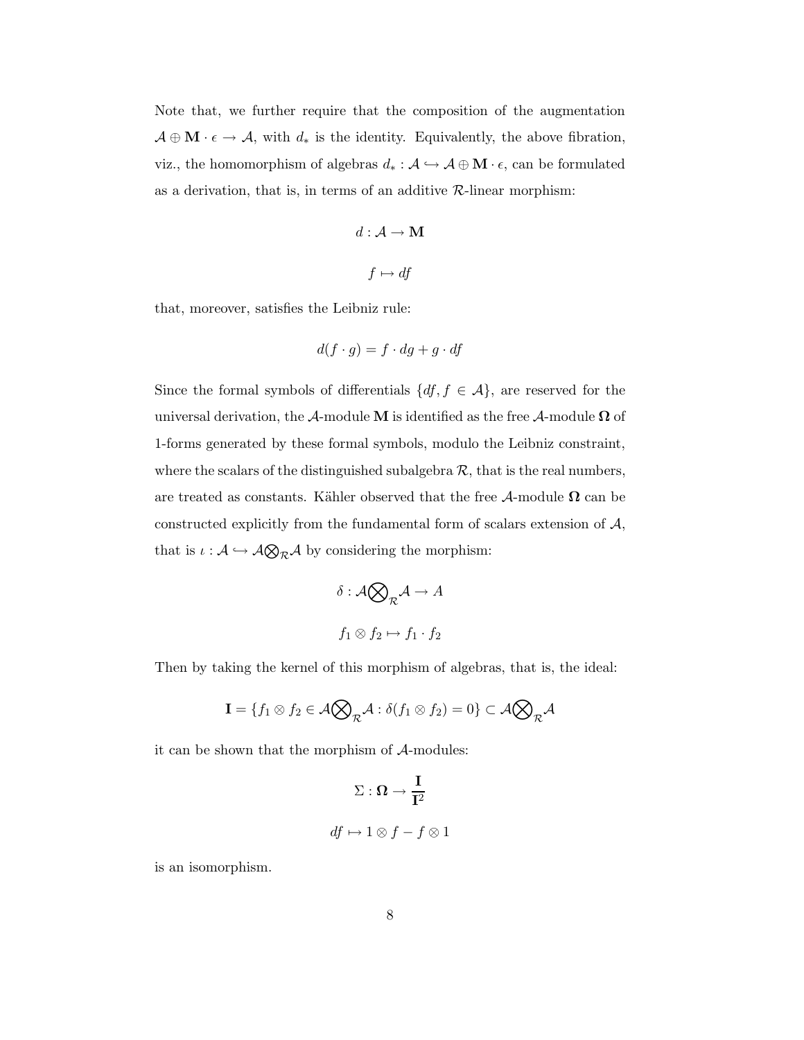Note that, we further require that the composition of the augmentation $\mathcal{A} \oplus \mathbf{M} \cdot \epsilon \to \mathcal{A}$, with $d_*$ is the identity. Equivalently, the above fibration, viz., the homomorphism of algebras $d_* : \mathcal{A} \hookrightarrow \mathcal{A} \oplus \mathbf{M} \cdot \epsilon$, can be formulated as a derivation, that is, in terms of an additive $\mathcal{R}$-linear morphism:

$$d : \mathcal{A} \to \mathbf{M}$$

$$f \mapsto df$$

that, moreover, satisfies the Leibniz rule:

$$d(f \cdot g) = f \cdot dg + g \cdot df$$

Since the formal symbols of differentials $\{df, f \in \mathcal{A}\}$, are reserved for the universal derivation, the $\mathcal{A}$-module $\mathbf{M}$ is identified as the free $\mathcal{A}$-module $\boldsymbol{\Omega}$ of 1-forms generated by these formal symbols, modulo the Leibniz constraint, where the scalars of the distinguished subalgebra $\mathcal{R}$, that is the real numbers, are treated as constants. Kähler observed that the free $\mathcal{A}$-module $\boldsymbol{\Omega}$ can be constructed explicitly from the fundamental form of scalars extension of $\mathcal{A}$, that is $\iota : \mathcal{A} \hookrightarrow \mathcal{A} \bigotimes_{\mathcal{R}} \mathcal{A}$ by considering the morphism:

$$\delta : \mathcal{A} \bigotimes_{\mathcal{R}} \mathcal{A} \to A$$

$$f_1 \otimes f_2 \mapsto f_1 \cdot f_2$$

Then by taking the kernel of this morphism of algebras, that is, the ideal:

$$\mathbf{I} = \{f_1 \otimes f_2 \in \mathcal{A} \bigotimes_{\mathcal{R}} \mathcal{A} : \delta(f_1 \otimes f_2) = 0\} \subset \mathcal{A} \bigotimes_{\mathcal{R}} \mathcal{A}$$

it can be shown that the morphism of $\mathcal{A}$-modules:

$$\Sigma : \boldsymbol{\Omega} \to \frac{\mathbf{I}}{\mathbf{I}^2}$$

$$df \mapsto 1 \otimes f - f \otimes 1$$

is an isomorphism.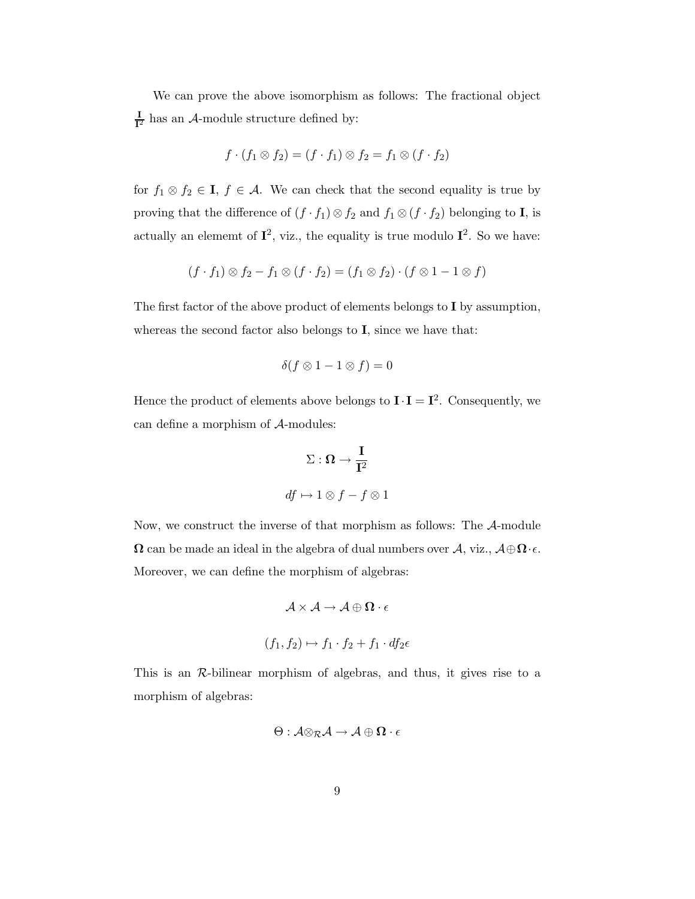We can prove the above isomorphism as follows: The fractional object $\frac{\mathbf{I}}{\mathbf{I}^2}$ has an $\mathcal{A}$-module structure defined by:

$$f \cdot (f_1 \otimes f_2) = (f \cdot f_1) \otimes f_2 = f_1 \otimes (f \cdot f_2)$$

for $f_1 \otimes f_2 \in \mathbf{I}$, $f \in \mathcal{A}$. We can check that the second equality is true by proving that the difference of $(f \cdot f_1) \otimes f_2$ and $f_1 \otimes (f \cdot f_2)$ belonging to $\mathbf{I}$, is actually an elememt of $\mathbf{I}^2$, viz., the equality is true modulo $\mathbf{I}^2$. So we have:

$$(f \cdot f_1) \otimes f_2 - f_1 \otimes (f \cdot f_2) = (f_1 \otimes f_2) \cdot (f \otimes 1 - 1 \otimes f)$$

The first factor of the above product of elements belongs to $\mathbf{I}$ by assumption, whereas the second factor also belongs to $\mathbf{I}$, since we have that:

$$\delta(f \otimes 1 - 1 \otimes f) = 0$$

Hence the product of elements above belongs to $\mathbf{I} \cdot \mathbf{I} = \mathbf{I}^2$. Consequently, we can define a morphism of $\mathcal{A}$-modules:

$$\Sigma : \mathbf{\Omega} \rightarrow \frac{\mathbf{I}}{\mathbf{I}^2}$$

$$df \mapsto 1 \otimes f - f \otimes 1$$

Now, we construct the inverse of that morphism as follows: The $\mathcal{A}$-module $\mathbf{\Omega}$ can be made an ideal in the algebra of dual numbers over $\mathcal{A}$, viz., $\mathcal{A} \oplus \mathbf{\Omega} \cdot \epsilon$. Moreover, we can define the morphism of algebras:

$$\mathcal{A} \times \mathcal{A} \rightarrow \mathcal{A} \oplus \mathbf{\Omega} \cdot \epsilon$$

$$(f_1, f_2) \mapsto f_1 \cdot f_2 + f_1 \cdot df_2 \epsilon$$

This is an $\mathcal{R}$-bilinear morphism of algebras, and thus, it gives rise to a morphism of algebras:

$$\Theta : \mathcal{A} \otimes_{\mathcal{R}} \mathcal{A} \rightarrow \mathcal{A} \oplus \mathbf{\Omega} \cdot \epsilon$$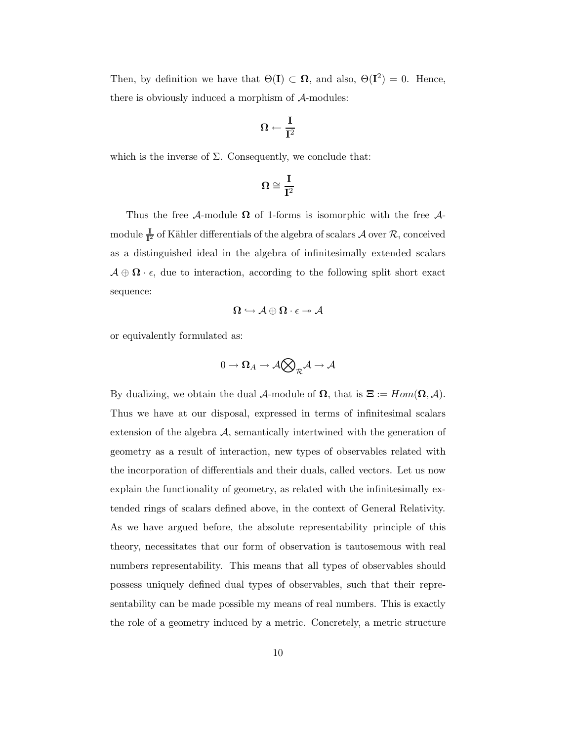Then, by definition we have that $\Theta(\mathbf{I}) \subset \mathbf{\Omega}$, and also, $\Theta(\mathbf{I}^2) = 0$. Hence, there is obviously induced a morphism of $\mathcal{A}$-modules:

$$\mathbf{\Omega} \leftarrow \frac{\mathbf{I}}{\mathbf{I}^2}$$

which is the inverse of $\Sigma$. Consequently, we conclude that:

$$\mathbf{\Omega} \cong \frac{\mathbf{I}}{\mathbf{I}^2}$$

Thus the free $\mathcal{A}$-module $\mathbf{\Omega}$ of 1-forms is isomorphic with the free $\mathcal{A}$-module $\frac{\mathbf{I}}{\mathbf{I}^2}$ of Kähler differentials of the algebra of scalars $\mathcal{A}$ over $\mathcal{R}$, conceived as a distinguished ideal in the algebra of infinitesimally extended scalars $\mathcal{A} \oplus \mathbf{\Omega} \cdot \epsilon$, due to interaction, according to the following split short exact sequence:

$$\mathbf{\Omega} \hookrightarrow \mathcal{A} \oplus \mathbf{\Omega} \cdot \epsilon \twoheadrightarrow \mathcal{A}$$

or equivalently formulated as:

$$0 \to \mathbf{\Omega}_A \to \mathcal{A} \bigotimes\nolimits_{\mathcal{R}} \mathcal{A} \to \mathcal{A}$$

By dualizing, we obtain the dual $\mathcal{A}$-module of $\mathbf{\Omega}$, that is $\mathbf{\Xi} := Hom(\mathbf{\Omega}, \mathcal{A})$. Thus we have at our disposal, expressed in terms of infinitesimal scalars extension of the algebra $\mathcal{A}$, semantically intertwined with the generation of geometry as a result of interaction, new types of observables related with the incorporation of differentials and their duals, called vectors. Let us now explain the functionality of geometry, as related with the infinitesimally extended rings of scalars defined above, in the context of General Relativity. As we have argued before, the absolute representability principle of this theory, necessitates that our form of observation is tautosemous with real numbers representability. This means that all types of observables should possess uniquely defined dual types of observables, such that their representability can be made possible my means of real numbers. This is exactly the role of a geometry induced by a metric. Concretely, a metric structure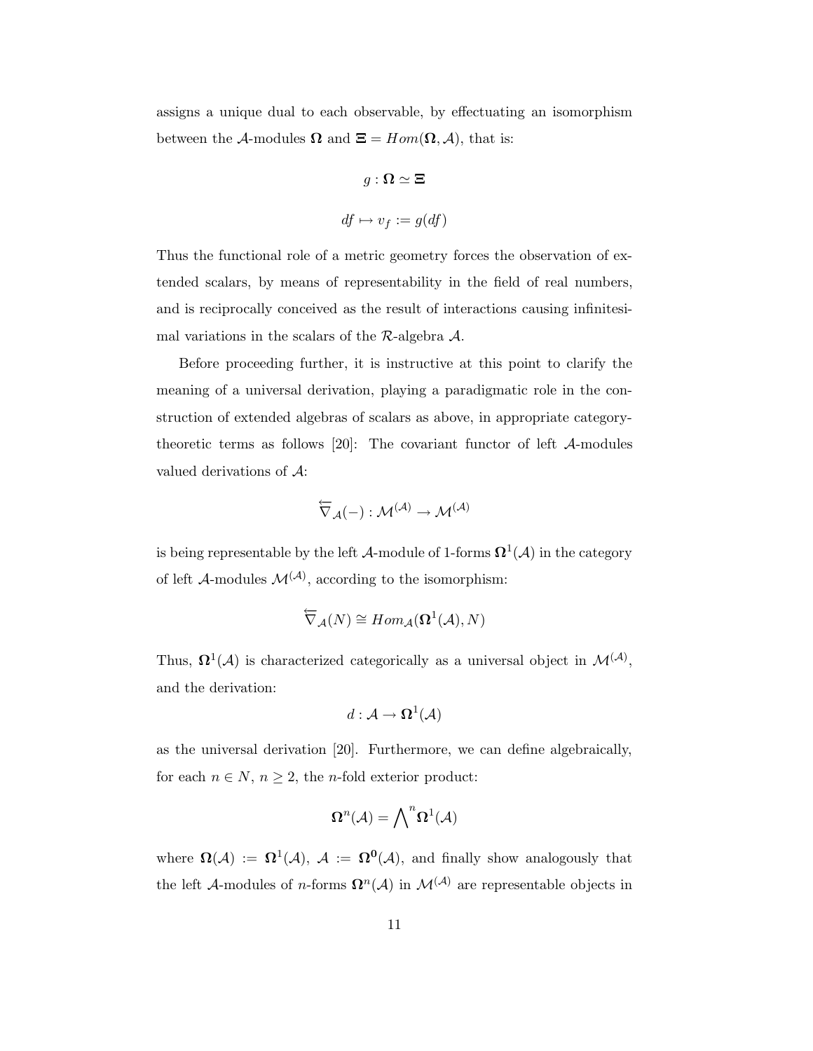assigns a unique dual to each observable, by effectuating an isomorphism between the $\mathcal{A}$-modules $\mathbf{\Omega}$ and $\mathbf{\Xi} = Hom(\mathbf{\Omega}, \mathcal{A})$, that is:

$$g : \mathbf{\Omega} \simeq \mathbf{\Xi}$$

$$df \mapsto v_f := g(df)$$

Thus the functional role of a metric geometry forces the observation of extended scalars, by means of representability in the field of real numbers, and is reciprocally conceived as the result of interactions causing infinitesimal variations in the scalars of the $\mathcal{R}$-algebra $\mathcal{A}$.

Before proceeding further, it is instructive at this point to clarify the meaning of a universal derivation, playing a paradigmatic role in the construction of extended algebras of scalars as above, in appropriate category-theoretic terms as follows [20]: The covariant functor of left $\mathcal{A}$-modules valued derivations of $\mathcal{A}$:

$$\overleftarrow{\nabla}_{\mathcal{A}}(-) : \mathcal{M}^{(\mathcal{A})} \to \mathcal{M}^{(\mathcal{A})}$$

is being representable by the left $\mathcal{A}$-module of 1-forms $\mathbf{\Omega}^1(\mathcal{A})$ in the category of left $\mathcal{A}$-modules $\mathcal{M}^{(\mathcal{A})}$, according to the isomorphism:

$$\overleftarrow{\nabla}_{\mathcal{A}}(N) \cong Hom_{\mathcal{A}}(\mathbf{\Omega}^1(\mathcal{A}), N)$$

Thus, $\mathbf{\Omega}^1(\mathcal{A})$ is characterized categorically as a universal object in $\mathcal{M}^{(\mathcal{A})}$, and the derivation:

$$d : \mathcal{A} \to \mathbf{\Omega}^1(\mathcal{A})$$

as the universal derivation [20]. Furthermore, we can define algebraically, for each $n \in N$, $n \geq 2$, the $n$-fold exterior product:

$$\mathbf{\Omega}^n(\mathcal{A}) = \bigwedge\nolimits^n \mathbf{\Omega}^1(\mathcal{A})$$

where $\mathbf{\Omega}(\mathcal{A}) := \mathbf{\Omega}^1(\mathcal{A})$, $\mathcal{A} := \mathbf{\Omega}^{\mathbf{0}}(\mathcal{A})$, and finally show analogously that the left $\mathcal{A}$-modules of $n$-forms $\mathbf{\Omega}^n(\mathcal{A})$ in $\mathcal{M}^{(\mathcal{A})}$ are representable objects in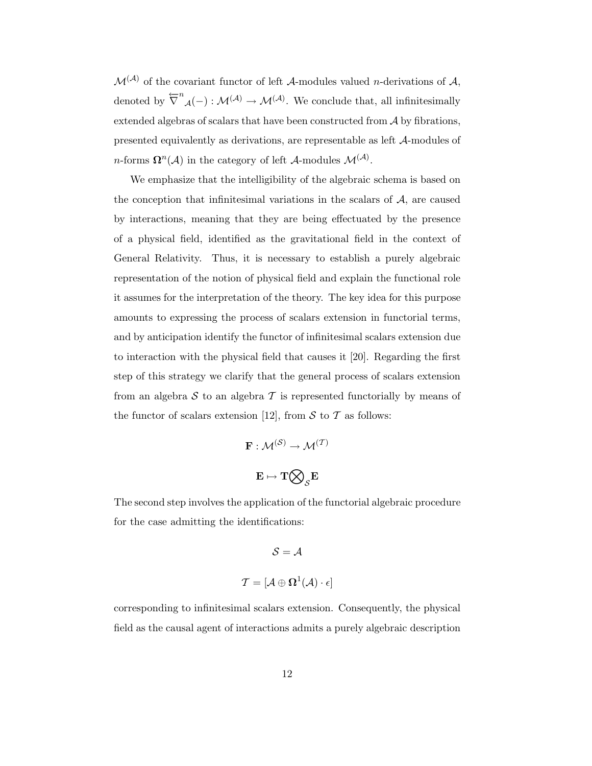$\mathcal{M}^{(\mathcal{A})}$ of the covariant functor of left $\mathcal{A}$-modules valued $n$-derivations of $\mathcal{A}$, denoted by $\overleftarrow{\nabla}^n{}_{\mathcal{A}}(-) : \mathcal{M}^{(\mathcal{A})} \to \mathcal{M}^{(\mathcal{A})}$. We conclude that, all infinitesimally extended algebras of scalars that have been constructed from $\mathcal{A}$ by fibrations, presented equivalently as derivations, are representable as left $\mathcal{A}$-modules of $n$-forms $\mathbf{\Omega}^n(\mathcal{A})$ in the category of left $\mathcal{A}$-modules $\mathcal{M}^{(\mathcal{A})}$.

We emphasize that the intelligibility of the algebraic schema is based on the conception that infinitesimal variations in the scalars of $\mathcal{A}$, are caused by interactions, meaning that they are being effectuated by the presence of a physical field, identified as the gravitational field in the context of General Relativity. Thus, it is necessary to establish a purely algebraic representation of the notion of physical field and explain the functional role it assumes for the interpretation of the theory. The key idea for this purpose amounts to expressing the process of scalars extension in functorial terms, and by anticipation identify the functor of infinitesimal scalars extension due to interaction with the physical field that causes it [20]. Regarding the first step of this strategy we clarify that the general process of scalars extension from an algebra $\mathcal{S}$ to an algebra $\mathcal{T}$ is represented functorially by means of the functor of scalars extension [12], from $\mathcal{S}$ to $\mathcal{T}$ as follows:

$$\mathbf{F} : \mathcal{M}^{(\mathcal{S})} \to \mathcal{M}^{(\mathcal{T})}$$

$$\mathbf{E} \mapsto \mathbf{T} \bigotimes_{\mathcal{S}} \mathbf{E}$$

The second step involves the application of the functorial algebraic procedure for the case admitting the identifications:

$$\mathcal{S} = \mathcal{A}$$

$$\mathcal{T} = [\mathcal{A} \oplus \mathbf{\Omega}^1(\mathcal{A}) \cdot \epsilon]$$

corresponding to infinitesimal scalars extension. Consequently, the physical field as the causal agent of interactions admits a purely algebraic description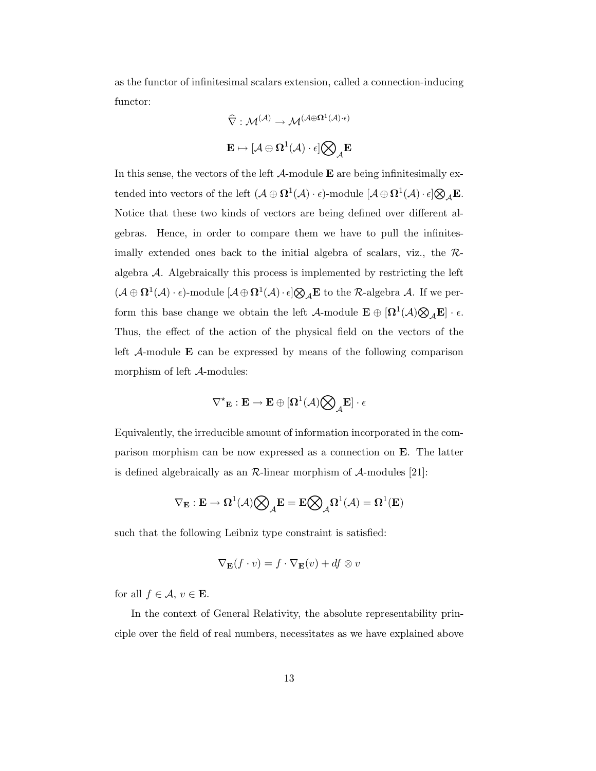as the functor of infinitesimal scalars extension, called a connection-inducing functor:

$$\widehat{\nabla} : \mathcal{M}^{(\mathcal{A})} \to \mathcal{M}^{(\mathcal{A} \oplus \mathbf{\Omega}^1(\mathcal{A}) \cdot \epsilon)}$$

$$\mathbf{E} \mapsto [\mathcal{A} \oplus \mathbf{\Omega}^1(\mathcal{A}) \cdot \epsilon] \bigotimes_{\mathcal{A}} \mathbf{E}$$

In this sense, the vectors of the left $\mathcal{A}$-module $\mathbf{E}$ are being infinitesimally extended into vectors of the left $(\mathcal{A} \oplus \mathbf{\Omega}^1(\mathcal{A}) \cdot \epsilon)$-module $[\mathcal{A} \oplus \mathbf{\Omega}^1(\mathcal{A}) \cdot \epsilon] \bigotimes_{\mathcal{A}} \mathbf{E}$. Notice that these two kinds of vectors are being defined over different algebras. Hence, in order to compare them we have to pull the infinitesimally extended ones back to the initial algebra of scalars, viz., the $\mathcal{R}$-algebra $\mathcal{A}$. Algebraically this process is implemented by restricting the left $(\mathcal{A} \oplus \mathbf{\Omega}^1(\mathcal{A}) \cdot \epsilon)$-module $[\mathcal{A} \oplus \mathbf{\Omega}^1(\mathcal{A}) \cdot \epsilon] \bigotimes_{\mathcal{A}} \mathbf{E}$ to the $\mathcal{R}$-algebra $\mathcal{A}$. If we perform this base change we obtain the left $\mathcal{A}$-module $\mathbf{E} \oplus [\mathbf{\Omega}^1(\mathcal{A}) \bigotimes_{\mathcal{A}} \mathbf{E}] \cdot \epsilon$. Thus, the effect of the action of the physical field on the vectors of the left $\mathcal{A}$-module $\mathbf{E}$ can be expressed by means of the following comparison morphism of left $\mathcal{A}$-modules:

$$\nabla^{\star}{}_{\mathbf{E}} : \mathbf{E} \to \mathbf{E} \oplus [\mathbf{\Omega}^1(\mathcal{A}) \bigotimes_{\mathcal{A}} \mathbf{E}] \cdot \epsilon$$

Equivalently, the irreducible amount of information incorporated in the comparison morphism can be now expressed as a connection on $\mathbf{E}$. The latter is defined algebraically as an $\mathcal{R}$-linear morphism of $\mathcal{A}$-modules [21]:

$$\nabla_{\mathbf{E}} : \mathbf{E} \to \mathbf{\Omega}^1(\mathcal{A}) \bigotimes_{\mathcal{A}} \mathbf{E} = \mathbf{E} \bigotimes_{\mathcal{A}} \mathbf{\Omega}^1(\mathcal{A}) = \mathbf{\Omega}^1(\mathbf{E})$$

such that the following Leibniz type constraint is satisfied:

$$\nabla_{\mathbf{E}}(f \cdot v) = f \cdot \nabla_{\mathbf{E}}(v) + df \otimes v$$

for all $f \in \mathcal{A}$, $v \in \mathbf{E}$.

In the context of General Relativity, the absolute representability principle over the field of real numbers, necessitates as we have explained above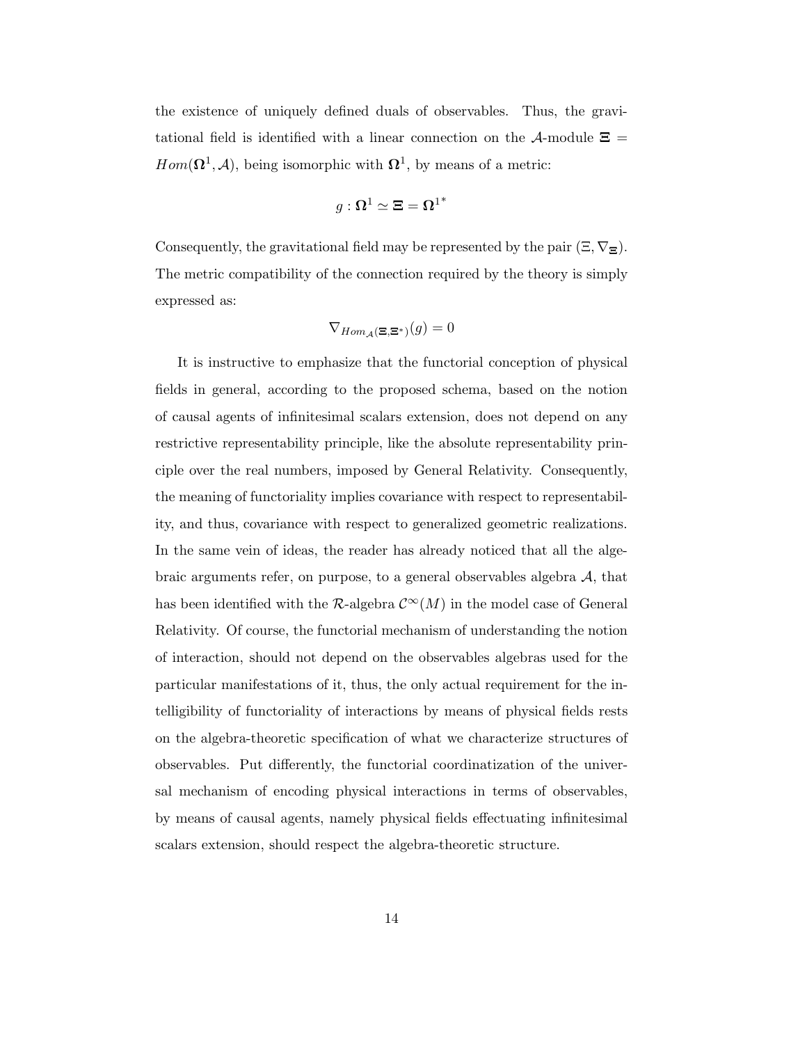the existence of uniquely defined duals of observables. Thus, the gravitational field is identified with a linear connection on the $\mathcal{A}$-module $\mathbf{\Xi} = Hom(\mathbf{\Omega}^1, \mathcal{A})$, being isomorphic with $\mathbf{\Omega}^1$, by means of a metric:

$$g : \mathbf{\Omega}^1 \simeq \mathbf{\Xi} = \mathbf{\Omega}^{1^*}$$

Consequently, the gravitational field may be represented by the pair $(\Xi, \nabla_{\mathbf{\Xi}})$. The metric compatibility of the connection required by the theory is simply expressed as:

$$\nabla_{Hom_{\mathcal{A}}(\mathbf{\Xi}, \mathbf{\Xi}^*)}(g) = 0$$

It is instructive to emphasize that the functorial conception of physical fields in general, according to the proposed schema, based on the notion of causal agents of infinitesimal scalars extension, does not depend on any restrictive representability principle, like the absolute representability principle over the real numbers, imposed by General Relativity. Consequently, the meaning of functoriality implies covariance with respect to representability, and thus, covariance with respect to generalized geometric realizations. In the same vein of ideas, the reader has already noticed that all the algebraic arguments refer, on purpose, to a general observables algebra $\mathcal{A}$, that has been identified with the $\mathcal{R}$-algebra $\mathcal{C}^\infty(M)$ in the model case of General Relativity. Of course, the functorial mechanism of understanding the notion of interaction, should not depend on the observables algebras used for the particular manifestations of it, thus, the only actual requirement for the intelligibility of functoriality of interactions by means of physical fields rests on the algebra-theoretic specification of what we characterize structures of observables. Put differently, the functorial coordinatization of the universal mechanism of encoding physical interactions in terms of observables, by means of causal agents, namely physical fields effectuating infinitesimal scalars extension, should respect the algebra-theoretic structure.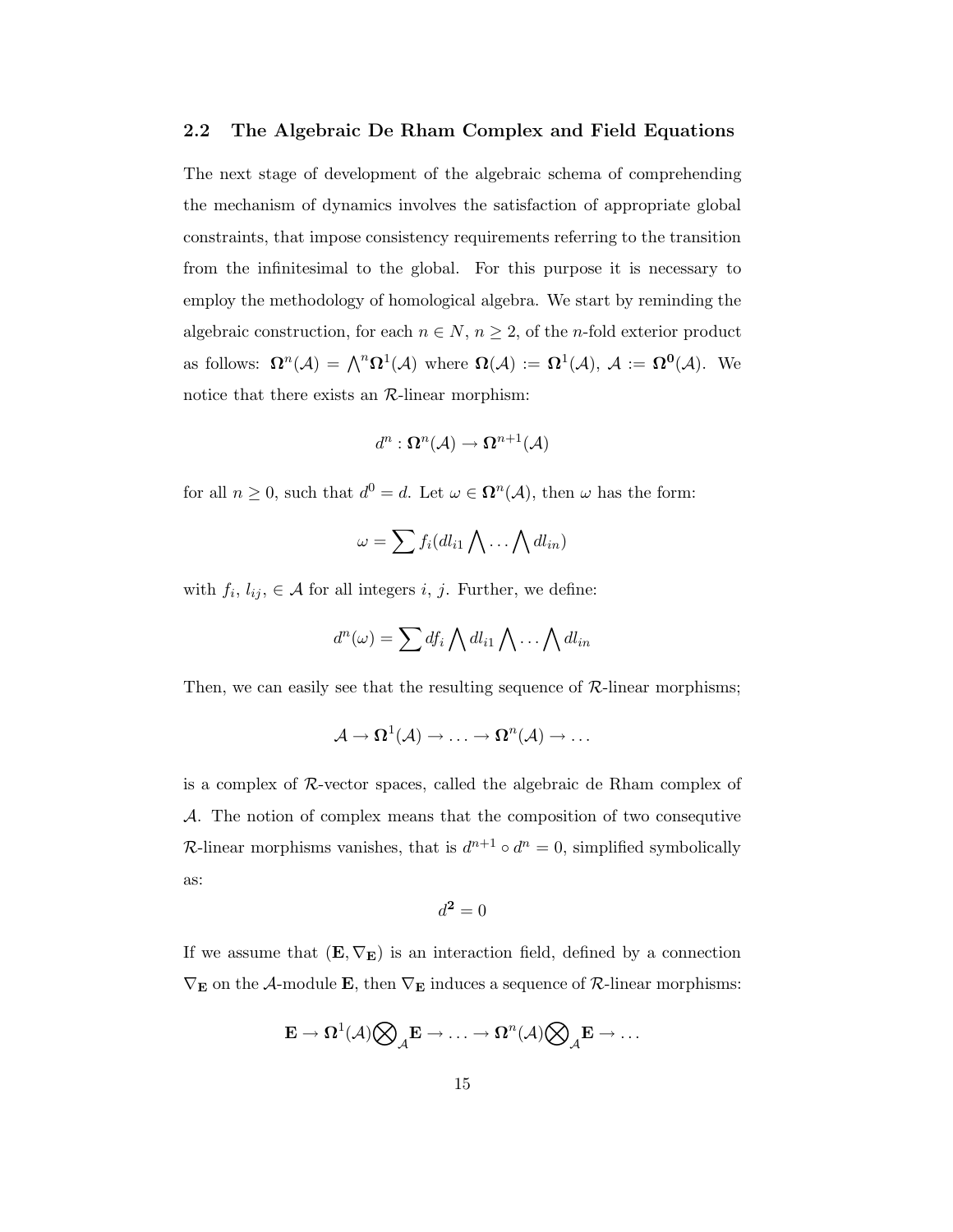## 2.2 The Algebraic De Rham Complex and Field Equations

The next stage of development of the algebraic schema of comprehending the mechanism of dynamics involves the satisfaction of appropriate global constraints, that impose consistency requirements referring to the transition from the infinitesimal to the global. For this purpose it is necessary to employ the methodology of homological algebra. We start by reminding the algebraic construction, for each $n \in N$, $n \geq 2$, of the $n$-fold exterior product as follows: $\mathbf{\Omega}^n(\mathcal{A}) = \bigwedge^n \mathbf{\Omega}^1(\mathcal{A})$ where $\mathbf{\Omega}(\mathcal{A}) := \mathbf{\Omega}^1(\mathcal{A})$, $\mathcal{A} := \mathbf{\Omega^0}(\mathcal{A})$. We notice that there exists an $\mathcal{R}$-linear morphism:

$$d^n : \mathbf{\Omega}^n(\mathcal{A}) \to \mathbf{\Omega}^{n+1}(\mathcal{A})$$

for all $n \geq 0$, such that $d^0 = d$. Let $\omega \in \mathbf{\Omega}^n(\mathcal{A})$, then $\omega$ has the form:

$$\omega = \sum f_i (dl_{i1} \bigwedge \ldots \bigwedge dl_{in})$$

with $f_i$, $l_{ij}$, $\in \mathcal{A}$ for all integers $i$, $j$. Further, we define:

$$d^n(\omega) = \sum df_i \bigwedge dl_{i1} \bigwedge \ldots \bigwedge dl_{in}$$

Then, we can easily see that the resulting sequence of $\mathcal{R}$-linear morphisms;

$$\mathcal{A} \to \mathbf{\Omega}^1(\mathcal{A}) \to \ldots \to \mathbf{\Omega}^n(\mathcal{A}) \to \ldots$$

is a complex of $\mathcal{R}$-vector spaces, called the algebraic de Rham complex of $\mathcal{A}$. The notion of complex means that the composition of two consequtive $\mathcal{R}$-linear morphisms vanishes, that is $d^{n+1} \circ d^n = 0$, simplified symbolically as:

$$d^{\mathbf{2}} = 0$$

If we assume that $(\mathbf{E}, \nabla_{\mathbf{E}})$ is an interaction field, defined by a connection $\nabla_{\mathbf{E}}$ on the $\mathcal{A}$-module $\mathbf{E}$, then $\nabla_{\mathbf{E}}$ induces a sequence of $\mathcal{R}$-linear morphisms:

$$\mathbf{E} \to \mathbf{\Omega}^1(\mathcal{A}) \bigotimes_{\mathcal{A}} \mathbf{E} \to \ldots \to \mathbf{\Omega}^n(\mathcal{A}) \bigotimes_{\mathcal{A}} \mathbf{E} \to \ldots$$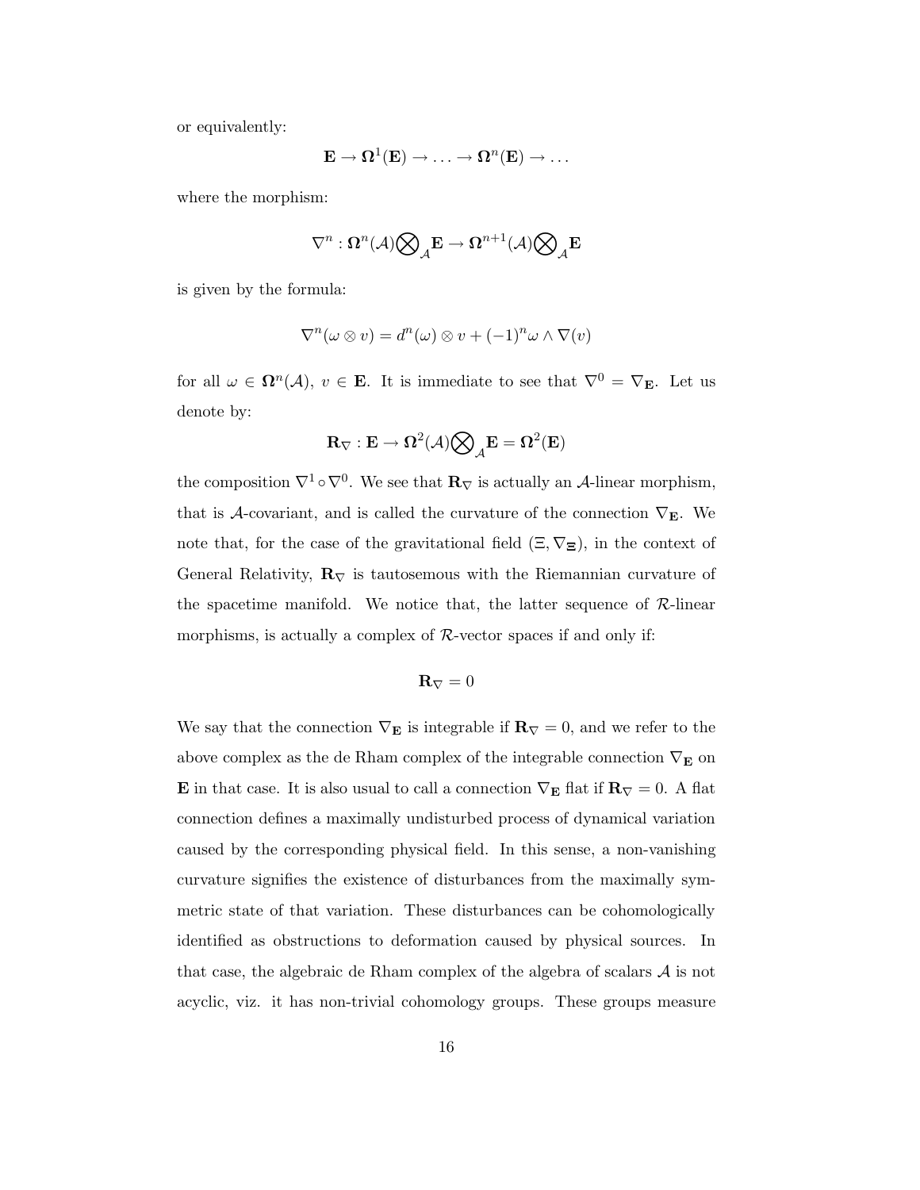or equivalently:

$$\mathbf{E} \to \mathbf{\Omega}^1(\mathbf{E}) \to \ldots \to \mathbf{\Omega}^n(\mathbf{E}) \to \ldots$$

where the morphism:

$$\nabla^n : \mathbf{\Omega}^n(\mathcal{A}) \bigotimes_{\mathcal{A}} \mathbf{E} \to \mathbf{\Omega}^{n+1}(\mathcal{A}) \bigotimes_{\mathcal{A}} \mathbf{E}$$

is given by the formula:

$$\nabla^n(\omega \otimes v) = d^n(\omega) \otimes v + (-1)^n \omega \wedge \nabla(v)$$

for all $\omega \in \mathbf{\Omega}^n(\mathcal{A})$, $v \in \mathbf{E}$. It is immediate to see that $\nabla^0 = \nabla_{\mathbf{E}}$. Let us denote by:

$$\mathbf{R}_{\nabla} : \mathbf{E} \to \mathbf{\Omega}^2(\mathcal{A}) \bigotimes_{\mathcal{A}} \mathbf{E} = \mathbf{\Omega}^2(\mathbf{E})$$

the composition $\nabla^1 \circ \nabla^0$. We see that $\mathbf{R}_{\nabla}$ is actually an $\mathcal{A}$-linear morphism, that is $\mathcal{A}$-covariant, and is called the curvature of the connection $\nabla_{\mathbf{E}}$. We note that, for the case of the gravitational field $(\Xi, \nabla_{\Xi})$, in the context of General Relativity, $\mathbf{R}_{\nabla}$ is tautosemous with the Riemannian curvature of the spacetime manifold. We notice that, the latter sequence of $\mathcal{R}$-linear morphisms, is actually a complex of $\mathcal{R}$-vector spaces if and only if:

$$\mathbf{R}_{\nabla} = 0$$

We say that the connection $\nabla_{\mathbf{E}}$ is integrable if $\mathbf{R}_{\nabla} = 0$, and we refer to the above complex as the de Rham complex of the integrable connection $\nabla_{\mathbf{E}}$ on $\mathbf{E}$ in that case. It is also usual to call a connection $\nabla_{\mathbf{E}}$ flat if $\mathbf{R}_{\nabla} = 0$. A flat connection defines a maximally undisturbed process of dynamical variation caused by the corresponding physical field. In this sense, a non-vanishing curvature signifies the existence of disturbances from the maximally symmetric state of that variation. These disturbances can be cohomologically identified as obstructions to deformation caused by physical sources. In that case, the algebraic de Rham complex of the algebra of scalars $\mathcal{A}$ is not acyclic, viz. it has non-trivial cohomology groups. These groups measure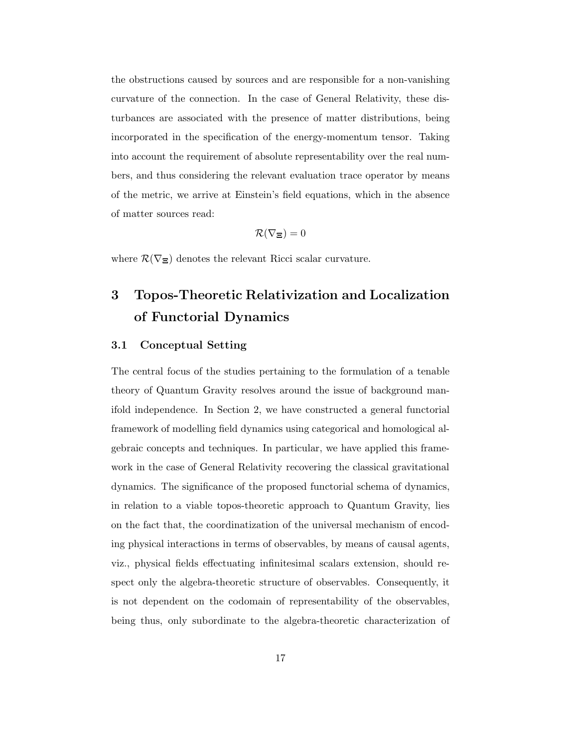the obstructions caused by sources and are responsible for a non-vanishing curvature of the connection. In the case of General Relativity, these disturbances are associated with the presence of matter distributions, being incorporated in the specification of the energy-momentum tensor. Taking into account the requirement of absolute representability over the real numbers, and thus considering the relevant evaluation trace operator by means of the metric, we arrive at Einstein's field equations, which in the absence of matter sources read:

$$\mathcal{R}(\nabla_{\Xi}) = 0$$

where $\mathcal{R}(\nabla_{\Xi})$ denotes the relevant Ricci scalar curvature.

# 3 Topos-Theoretic Relativization and Localization of Functorial Dynamics

## 3.1 Conceptual Setting

The central focus of the studies pertaining to the formulation of a tenable theory of Quantum Gravity resolves around the issue of background manifold independence. In Section 2, we have constructed a general functorial framework of modelling field dynamics using categorical and homological algebraic concepts and techniques. In particular, we have applied this framework in the case of General Relativity recovering the classical gravitational dynamics. The significance of the proposed functorial schema of dynamics, in relation to a viable topos-theoretic approach to Quantum Gravity, lies on the fact that, the coordinatization of the universal mechanism of encoding physical interactions in terms of observables, by means of causal agents, viz., physical fields effectuating infinitesimal scalars extension, should respect only the algebra-theoretic structure of observables. Consequently, it is not dependent on the codomain of representability of the observables, being thus, only subordinate to the algebra-theoretic characterization of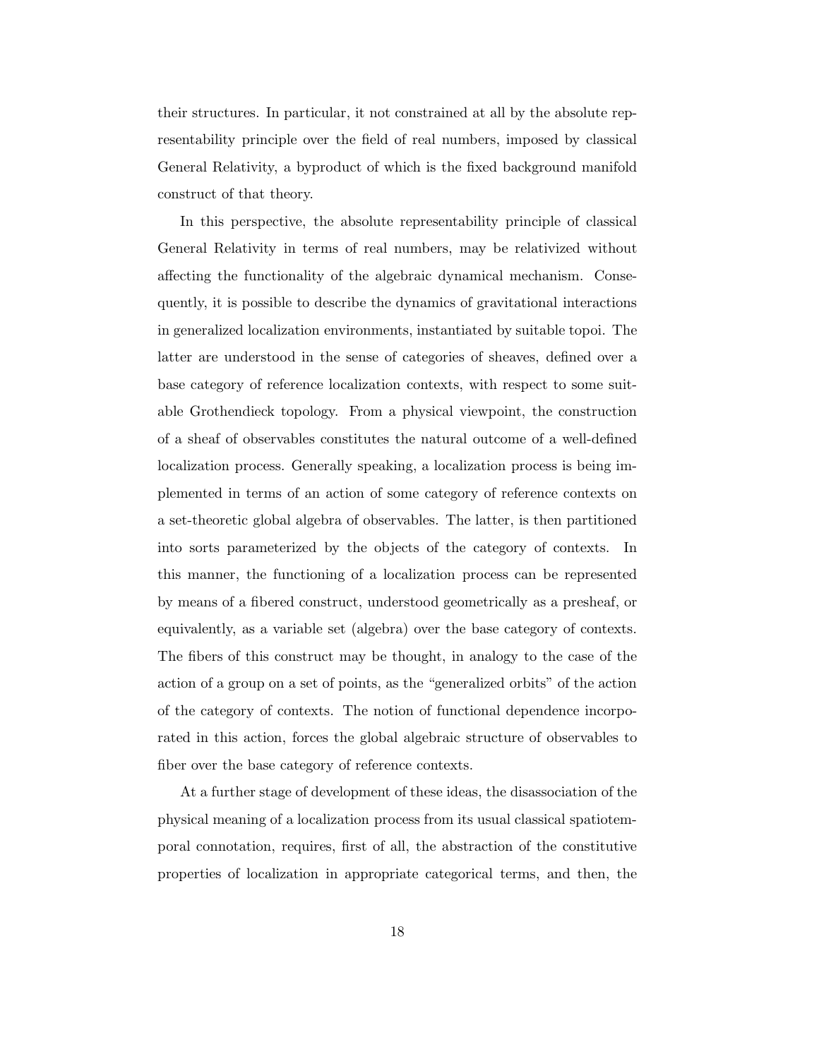their structures. In particular, it not constrained at all by the absolute representability principle over the field of real numbers, imposed by classical General Relativity, a byproduct of which is the fixed background manifold construct of that theory.

In this perspective, the absolute representability principle of classical General Relativity in terms of real numbers, may be relativized without affecting the functionality of the algebraic dynamical mechanism. Consequently, it is possible to describe the dynamics of gravitational interactions in generalized localization environments, instantiated by suitable topoi. The latter are understood in the sense of categories of sheaves, defined over a base category of reference localization contexts, with respect to some suitable Grothendieck topology. From a physical viewpoint, the construction of a sheaf of observables constitutes the natural outcome of a well-defined localization process. Generally speaking, a localization process is being implemented in terms of an action of some category of reference contexts on a set-theoretic global algebra of observables. The latter, is then partitioned into sorts parameterized by the objects of the category of contexts. In this manner, the functioning of a localization process can be represented by means of a fibered construct, understood geometrically as a presheaf, or equivalently, as a variable set (algebra) over the base category of contexts. The fibers of this construct may be thought, in analogy to the case of the action of a group on a set of points, as the "generalized orbits" of the action of the category of contexts. The notion of functional dependence incorporated in this action, forces the global algebraic structure of observables to fiber over the base category of reference contexts.

At a further stage of development of these ideas, the disassociation of the physical meaning of a localization process from its usual classical spatiotemporal connotation, requires, first of all, the abstraction of the constitutive properties of localization in appropriate categorical terms, and then, the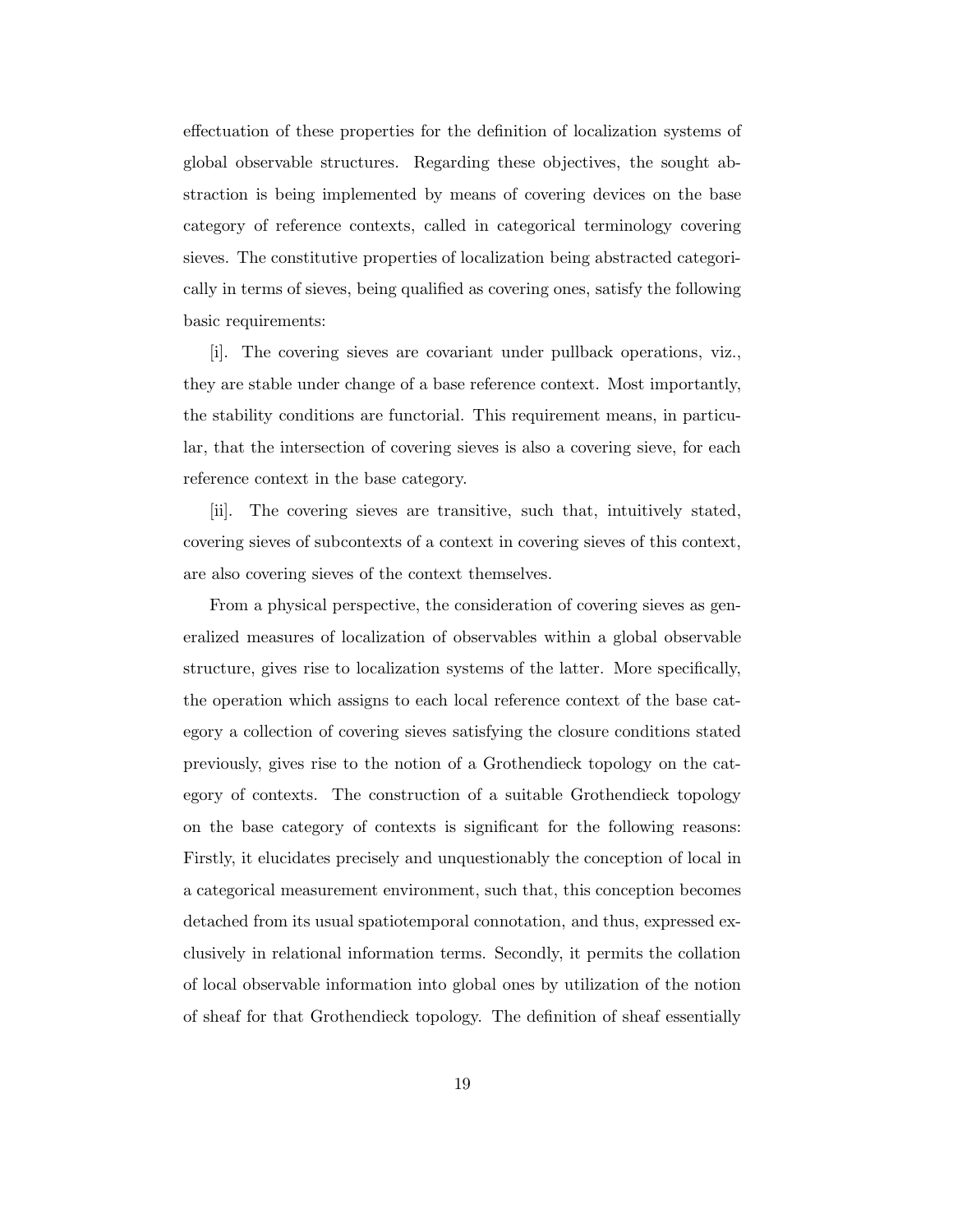effectuation of these properties for the definition of localization systems of global observable structures. Regarding these objectives, the sought abstraction is being implemented by means of covering devices on the base category of reference contexts, called in categorical terminology covering sieves. The constitutive properties of localization being abstracted categorically in terms of sieves, being qualified as covering ones, satisfy the following basic requirements:

[i]. The covering sieves are covariant under pullback operations, viz., they are stable under change of a base reference context. Most importantly, the stability conditions are functorial. This requirement means, in particular, that the intersection of covering sieves is also a covering sieve, for each reference context in the base category.

[ii]. The covering sieves are transitive, such that, intuitively stated, covering sieves of subcontexts of a context in covering sieves of this context, are also covering sieves of the context themselves.

From a physical perspective, the consideration of covering sieves as generalized measures of localization of observables within a global observable structure, gives rise to localization systems of the latter. More specifically, the operation which assigns to each local reference context of the base category a collection of covering sieves satisfying the closure conditions stated previously, gives rise to the notion of a Grothendieck topology on the category of contexts. The construction of a suitable Grothendieck topology on the base category of contexts is significant for the following reasons: Firstly, it elucidates precisely and unquestionably the conception of local in a categorical measurement environment, such that, this conception becomes detached from its usual spatiotemporal connotation, and thus, expressed exclusively in relational information terms. Secondly, it permits the collation of local observable information into global ones by utilization of the notion of sheaf for that Grothendieck topology. The definition of sheaf essentially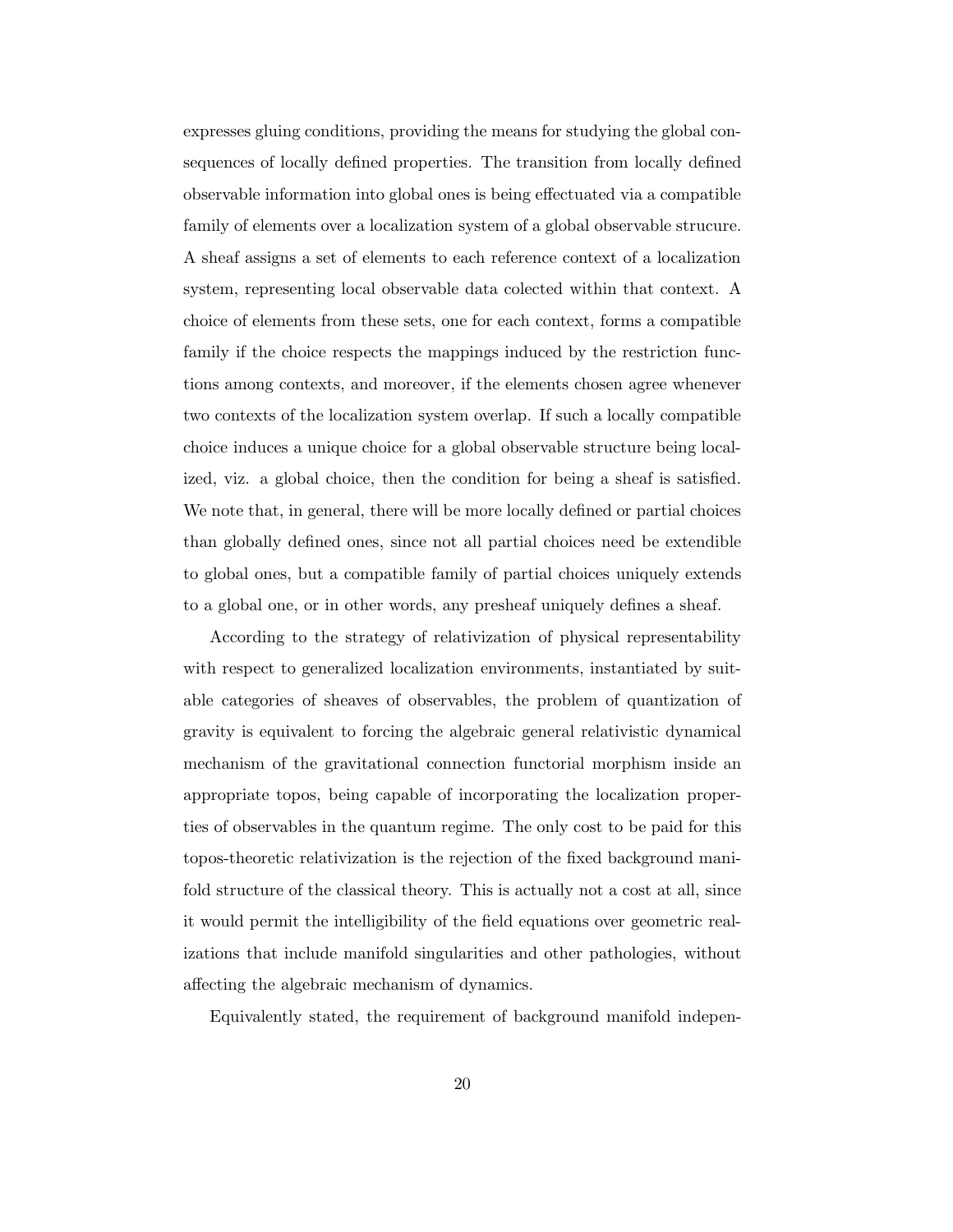expresses gluing conditions, providing the means for studying the global consequences of locally defined properties. The transition from locally defined observable information into global ones is being effectuated via a compatible family of elements over a localization system of a global observable strucure. A sheaf assigns a set of elements to each reference context of a localization system, representing local observable data colected within that context. A choice of elements from these sets, one for each context, forms a compatible family if the choice respects the mappings induced by the restriction functions among contexts, and moreover, if the elements chosen agree whenever two contexts of the localization system overlap. If such a locally compatible choice induces a unique choice for a global observable structure being localized, viz. a global choice, then the condition for being a sheaf is satisfied. We note that, in general, there will be more locally defined or partial choices than globally defined ones, since not all partial choices need be extendible to global ones, but a compatible family of partial choices uniquely extends to a global one, or in other words, any presheaf uniquely defines a sheaf.

According to the strategy of relativization of physical representability with respect to generalized localization environments, instantiated by suitable categories of sheaves of observables, the problem of quantization of gravity is equivalent to forcing the algebraic general relativistic dynamical mechanism of the gravitational connection functorial morphism inside an appropriate topos, being capable of incorporating the localization properties of observables in the quantum regime. The only cost to be paid for this topos-theoretic relativization is the rejection of the fixed background manifold structure of the classical theory. This is actually not a cost at all, since it would permit the intelligibility of the field equations over geometric realizations that include manifold singularities and other pathologies, without affecting the algebraic mechanism of dynamics.

Equivalently stated, the requirement of background manifold indepen-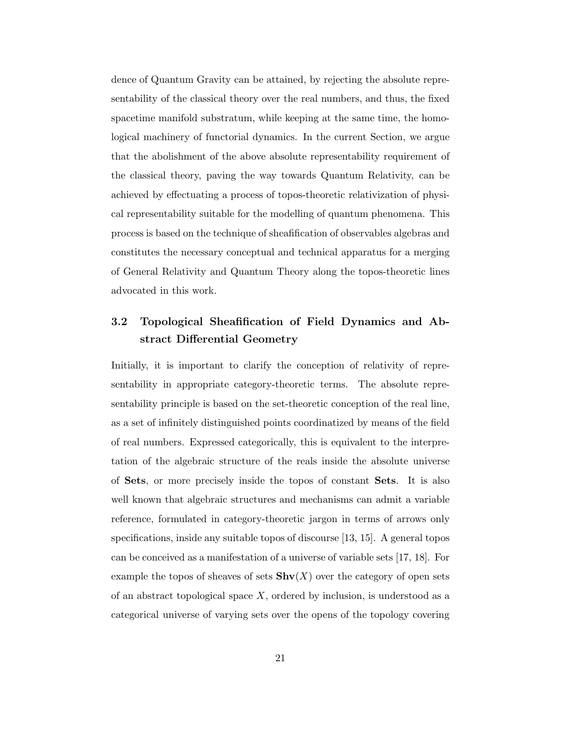dence of Quantum Gravity can be attained, by rejecting the absolute representability of the classical theory over the real numbers, and thus, the fixed spacetime manifold substratum, while keeping at the same time, the homological machinery of functorial dynamics. In the current Section, we argue that the abolishment of the above absolute representability requirement of the classical theory, paving the way towards Quantum Relativity, can be achieved by effectuating a process of topos-theoretic relativization of physical representability suitable for the modelling of quantum phenomena. This process is based on the technique of sheafification of observables algebras and constitutes the necessary conceptual and technical apparatus for a merging of General Relativity and Quantum Theory along the topos-theoretic lines advocated in this work.

## 3.2 Topological Sheafification of Field Dynamics and Abstract Differential Geometry

Initially, it is important to clarify the conception of relativity of representability in appropriate category-theoretic terms. The absolute representability principle is based on the set-theoretic conception of the real line, as a set of infinitely distinguished points coordinatized by means of the field of real numbers. Expressed categorically, this is equivalent to the interpretation of the algebraic structure of the reals inside the absolute universe of **Sets**, or more precisely inside the topos of constant **Sets**. It is also well known that algebraic structures and mechanisms can admit a variable reference, formulated in category-theoretic jargon in terms of arrows only specifications, inside any suitable topos of discourse [13, 15]. A general topos can be conceived as a manifestation of a universe of variable sets [17, 18]. For example the topos of sheaves of sets $\mathbf{Shv}(X)$ over the category of open sets of an abstract topological space $X$, ordered by inclusion, is understood as a categorical universe of varying sets over the opens of the topology covering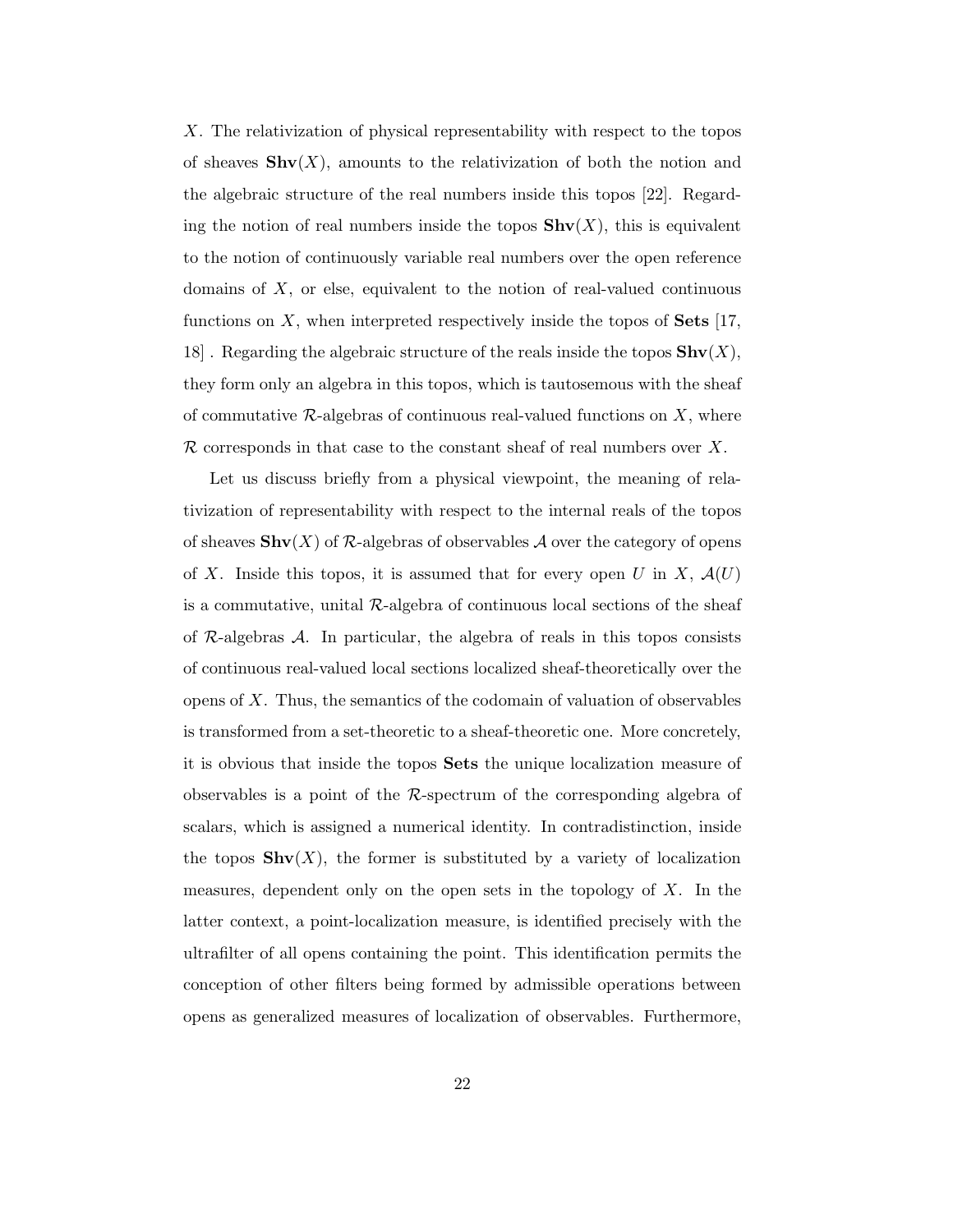$X$. The relativization of physical representability with respect to the topos of sheaves $\mathbf{Shv}(X)$, amounts to the relativization of both the notion and the algebraic structure of the real numbers inside this topos [22]. Regarding the notion of real numbers inside the topos $\mathbf{Shv}(X)$, this is equivalent to the notion of continuously variable real numbers over the open reference domains of $X$, or else, equivalent to the notion of real-valued continuous functions on $X$, when interpreted respectively inside the topos of **Sets** [17, 18] . Regarding the algebraic structure of the reals inside the topos $\mathbf{Shv}(X)$, they form only an algebra in this topos, which is tautosemous with the sheaf of commutative $\mathcal{R}$-algebras of continuous real-valued functions on $X$, where $\mathcal{R}$ corresponds in that case to the constant sheaf of real numbers over $X$.

Let us discuss briefly from a physical viewpoint, the meaning of relativization of representability with respect to the internal reals of the topos of sheaves $\mathbf{Shv}(X)$ of $\mathcal{R}$-algebras of observables $\mathcal{A}$ over the category of opens of $X$. Inside this topos, it is assumed that for every open $U$ in $X$, $\mathcal{A}(U)$ is a commutative, unital $\mathcal{R}$-algebra of continuous local sections of the sheaf of $\mathcal{R}$-algebras $\mathcal{A}$. In particular, the algebra of reals in this topos consists of continuous real-valued local sections localized sheaf-theoretically over the opens of $X$. Thus, the semantics of the codomain of valuation of observables is transformed from a set-theoretic to a sheaf-theoretic one. More concretely, it is obvious that inside the topos **Sets** the unique localization measure of observables is a point of the $\mathcal{R}$-spectrum of the corresponding algebra of scalars, which is assigned a numerical identity. In contradistinction, inside the topos $\mathbf{Shv}(X)$, the former is substituted by a variety of localization measures, dependent only on the open sets in the topology of $X$. In the latter context, a point-localization measure, is identified precisely with the ultrafilter of all opens containing the point. This identification permits the conception of other filters being formed by admissible operations between opens as generalized measures of localization of observables. Furthermore,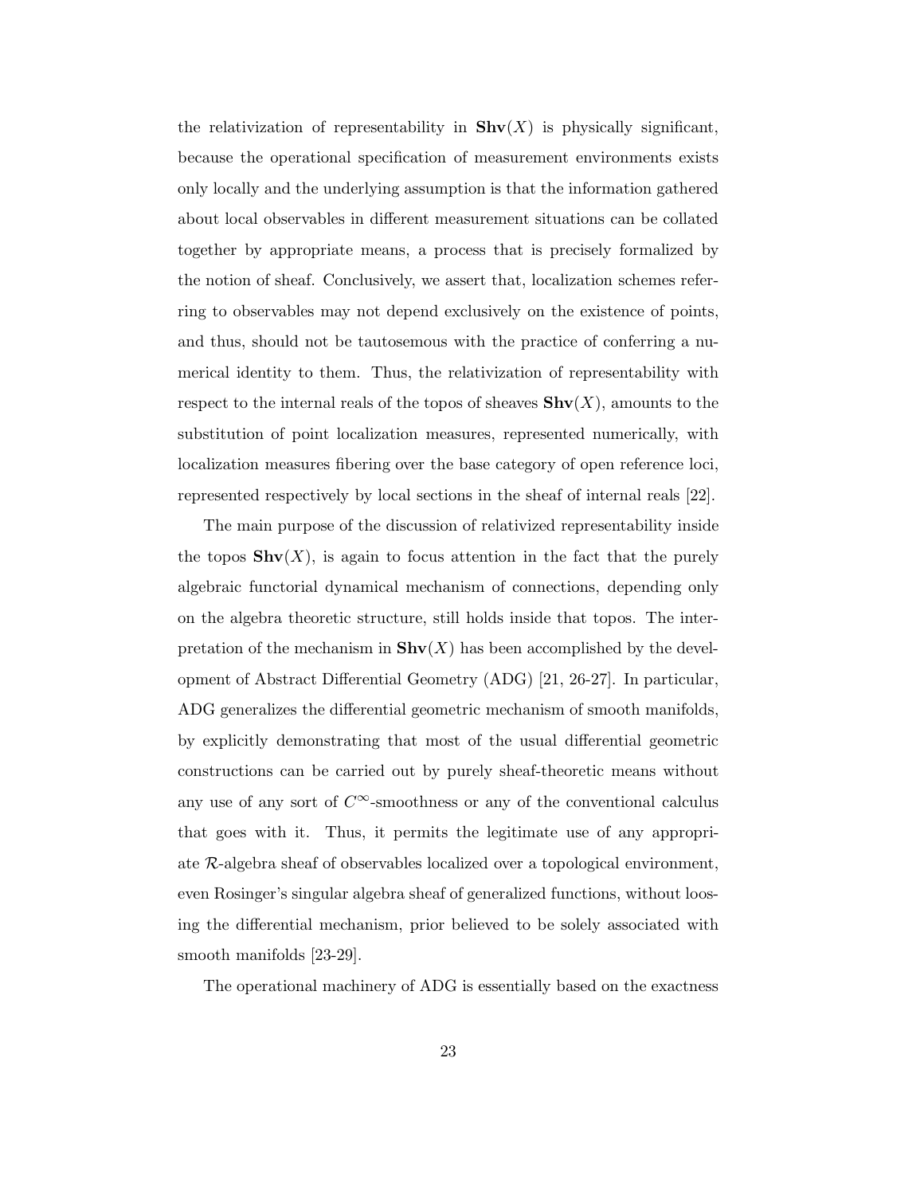the relativization of representability in $\mathbf{Shv}(X)$ is physically significant, because the operational specification of measurement environments exists only locally and the underlying assumption is that the information gathered about local observables in different measurement situations can be collated together by appropriate means, a process that is precisely formalized by the notion of sheaf. Conclusively, we assert that, localization schemes referring to observables may not depend exclusively on the existence of points, and thus, should not be tautosemous with the practice of conferring a numerical identity to them. Thus, the relativization of representability with respect to the internal reals of the topos of sheaves $\mathbf{Shv}(X)$, amounts to the substitution of point localization measures, represented numerically, with localization measures fibering over the base category of open reference loci, represented respectively by local sections in the sheaf of internal reals [22].

The main purpose of the discussion of relativized representability inside the topos $\mathbf{Shv}(X)$, is again to focus attention in the fact that the purely algebraic functorial dynamical mechanism of connections, depending only on the algebra theoretic structure, still holds inside that topos. The interpretation of the mechanism in $\mathbf{Shv}(X)$ has been accomplished by the development of Abstract Differential Geometry (ADG) [21, 26-27]. In particular, ADG generalizes the differential geometric mechanism of smooth manifolds, by explicitly demonstrating that most of the usual differential geometric constructions can be carried out by purely sheaf-theoretic means without any use of any sort of $C^{\infty}$-smoothness or any of the conventional calculus that goes with it. Thus, it permits the legitimate use of any appropriate $\mathcal{R}$-algebra sheaf of observables localized over a topological environment, even Rosinger's singular algebra sheaf of generalized functions, without loosing the differential mechanism, prior believed to be solely associated with smooth manifolds [23-29].

The operational machinery of ADG is essentially based on the exactness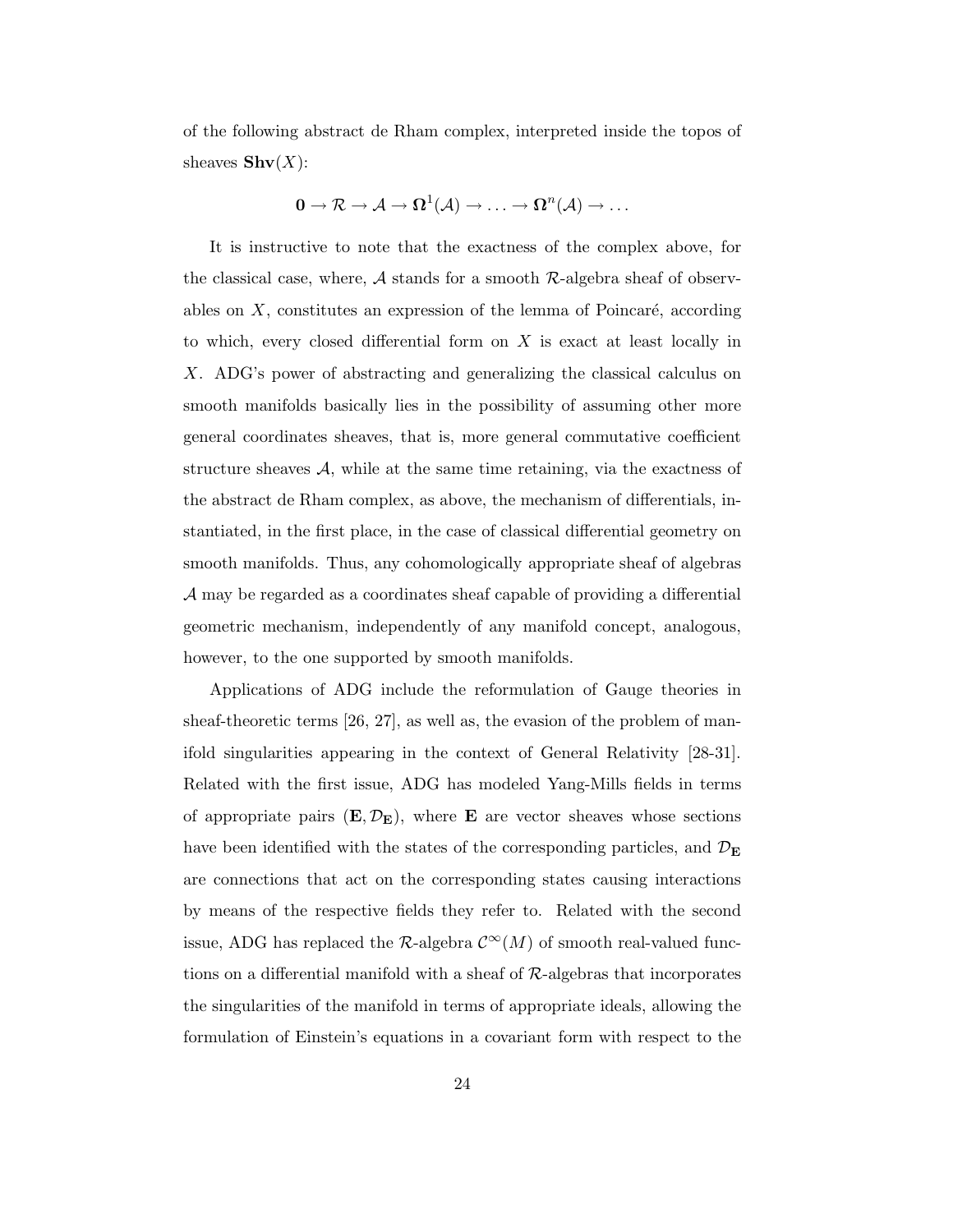of the following abstract de Rham complex, interpreted inside the topos of sheaves $\mathbf{Shv}(X)$:

$$\mathbf{0} \to \mathcal{R} \to \mathcal{A} \to \mathbf{\Omega}^1(\mathcal{A}) \to \ldots \to \mathbf{\Omega}^n(\mathcal{A}) \to \ldots$$

It is instructive to note that the exactness of the complex above, for the classical case, where, $\mathcal{A}$ stands for a smooth $\mathcal{R}$-algebra sheaf of observables on $X$, constitutes an expression of the lemma of Poincaré, according to which, every closed differential form on $X$ is exact at least locally in $X$. ADG's power of abstracting and generalizing the classical calculus on smooth manifolds basically lies in the possibility of assuming other more general coordinates sheaves, that is, more general commutative coefficient structure sheaves $\mathcal{A}$, while at the same time retaining, via the exactness of the abstract de Rham complex, as above, the mechanism of differentials, instantiated, in the first place, in the case of classical differential geometry on smooth manifolds. Thus, any cohomologically appropriate sheaf of algebras $\mathcal{A}$ may be regarded as a coordinates sheaf capable of providing a differential geometric mechanism, independently of any manifold concept, analogous, however, to the one supported by smooth manifolds.

Applications of ADG include the reformulation of Gauge theories in sheaf-theoretic terms [26, 27], as well as, the evasion of the problem of manifold singularities appearing in the context of General Relativity [28-31]. Related with the first issue, ADG has modeled Yang-Mills fields in terms of appropriate pairs $(\mathbf{E}, \mathcal{D}_{\mathbf{E}})$, where $\mathbf{E}$ are vector sheaves whose sections have been identified with the states of the corresponding particles, and $\mathcal{D}_{\mathbf{E}}$ are connections that act on the corresponding states causing interactions by means of the respective fields they refer to. Related with the second issue, ADG has replaced the $\mathcal{R}$-algebra $\mathcal{C}^{\infty}(M)$ of smooth real-valued functions on a differential manifold with a sheaf of $\mathcal{R}$-algebras that incorporates the singularities of the manifold in terms of appropriate ideals, allowing the formulation of Einstein's equations in a covariant form with respect to the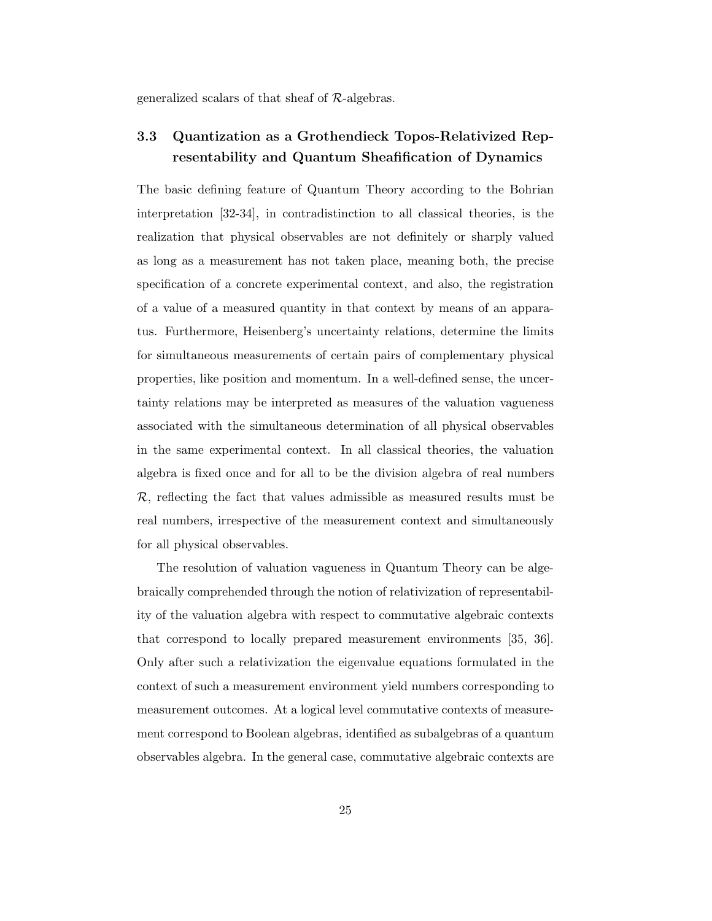generalized scalars of that sheaf of $\mathcal{R}$-algebras.

### 3.3 Quantization as a Grothendieck Topos-Relativized Representability and Quantum Sheafification of Dynamics

The basic defining feature of Quantum Theory according to the Bohrian interpretation [32-34], in contradistinction to all classical theories, is the realization that physical observables are not definitely or sharply valued as long as a measurement has not taken place, meaning both, the precise specification of a concrete experimental context, and also, the registration of a value of a measured quantity in that context by means of an apparatus. Furthermore, Heisenberg's uncertainty relations, determine the limits for simultaneous measurements of certain pairs of complementary physical properties, like position and momentum. In a well-defined sense, the uncertainty relations may be interpreted as measures of the valuation vagueness associated with the simultaneous determination of all physical observables in the same experimental context. In all classical theories, the valuation algebra is fixed once and for all to be the division algebra of real numbers $\mathcal{R}$, reflecting the fact that values admissible as measured results must be real numbers, irrespective of the measurement context and simultaneously for all physical observables.

The resolution of valuation vagueness in Quantum Theory can be algebraically comprehended through the notion of relativization of representability of the valuation algebra with respect to commutative algebraic contexts that correspond to locally prepared measurement environments [35, 36]. Only after such a relativization the eigenvalue equations formulated in the context of such a measurement environment yield numbers corresponding to measurement outcomes. At a logical level commutative contexts of measurement correspond to Boolean algebras, identified as subalgebras of a quantum observables algebra. In the general case, commutative algebraic contexts are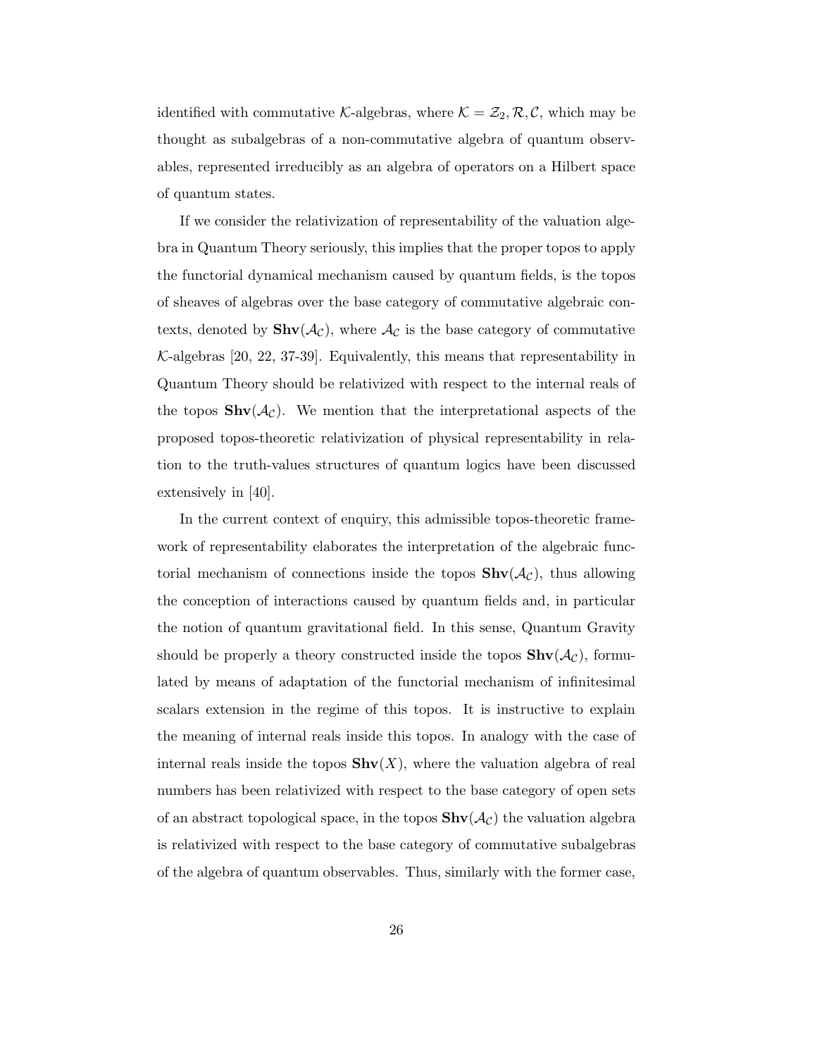identified with commutative $\mathcal{K}$-algebras, where $\mathcal{K} = \mathcal{Z}_2, \mathcal{R}, \mathcal{C}$, which may be thought as subalgebras of a non-commutative algebra of quantum observables, represented irreducibly as an algebra of operators on a Hilbert space of quantum states.

If we consider the relativization of representability of the valuation algebra in Quantum Theory seriously, this implies that the proper topos to apply the functorial dynamical mechanism caused by quantum fields, is the topos of sheaves of algebras over the base category of commutative algebraic contexts, denoted by $\mathbf{Shv}(\mathcal{A}_\mathcal{C})$, where $\mathcal{A}_\mathcal{C}$ is the base category of commutative $\mathcal{K}$-algebras [20, 22, 37-39]. Equivalently, this means that representability in Quantum Theory should be relativized with respect to the internal reals of the topos $\mathbf{Shv}(\mathcal{A}_\mathcal{C})$. We mention that the interpretational aspects of the proposed topos-theoretic relativization of physical representability in relation to the truth-values structures of quantum logics have been discussed extensively in [40].

In the current context of enquiry, this admissible topos-theoretic framework of representability elaborates the interpretation of the algebraic functorial mechanism of connections inside the topos $\mathbf{Shv}(\mathcal{A}_\mathcal{C})$, thus allowing the conception of interactions caused by quantum fields and, in particular the notion of quantum gravitational field. In this sense, Quantum Gravity should be properly a theory constructed inside the topos $\mathbf{Shv}(\mathcal{A}_\mathcal{C})$, formulated by means of adaptation of the functorial mechanism of infinitesimal scalars extension in the regime of this topos. It is instructive to explain the meaning of internal reals inside this topos. In analogy with the case of internal reals inside the topos $\mathbf{Shv}(X)$, where the valuation algebra of real numbers has been relativized with respect to the base category of open sets of an abstract topological space, in the topos $\mathbf{Shv}(\mathcal{A}_\mathcal{C})$ the valuation algebra is relativized with respect to the base category of commutative subalgebras of the algebra of quantum observables. Thus, similarly with the former case,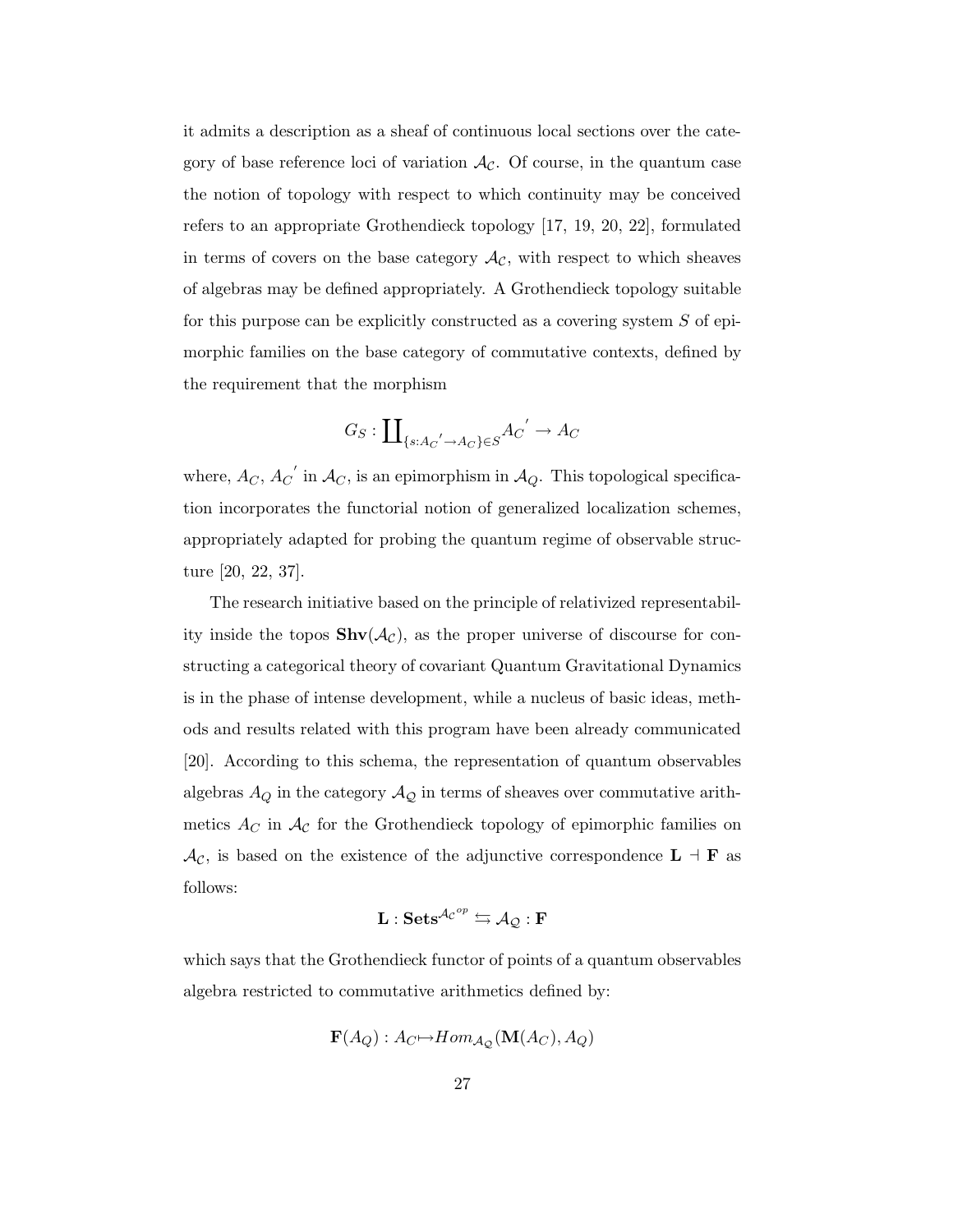it admits a description as a sheaf of continuous local sections over the category of base reference loci of variation $\mathcal{A_C}$. Of course, in the quantum case the notion of topology with respect to which continuity may be conceived refers to an appropriate Grothendieck topology [17, 19, 20, 22], formulated in terms of covers on the base category $\mathcal{A_C}$, with respect to which sheaves of algebras may be defined appropriately. A Grothendieck topology suitable for this purpose can be explicitly constructed as a covering system $S$ of epimorphic families on the base category of commutative contexts, defined by the requirement that the morphism

$$G_S : \coprod_{\{s:{A_C}' \to A_C\} \in S} {A_C}' \to A_C$$

where, $A_C$, ${A_C}'$ in $\mathcal{A}_C$, is an epimorphism in $\mathcal{A}_Q$. This topological specification incorporates the functorial notion of generalized localization schemes, appropriately adapted for probing the quantum regime of observable structure [20, 22, 37].

The research initiative based on the principle of relativized representability inside the topos $\mathbf{Shv}(\mathcal{A_C})$, as the proper universe of discourse for constructing a categorical theory of covariant Quantum Gravitational Dynamics is in the phase of intense development, while a nucleus of basic ideas, methods and results related with this program have been already communicated [20]. According to this schema, the representation of quantum observables algebras $A_Q$ in the category $\mathcal{A_Q}$ in terms of sheaves over commutative arithmetics $A_C$ in $\mathcal{A_C}$ for the Grothendieck topology of epimorphic families on $\mathcal{A_C}$, is based on the existence of the adjunctive correspondence $\mathbf{L} \dashv \mathbf{F}$ as follows:

$$\mathbf{L} : \mathbf{Sets}^{{\mathcal{A_C}}^{op}} \leftrightarrows \mathcal{A_Q} : \mathbf{F}$$

which says that the Grothendieck functor of points of a quantum observables algebra restricted to commutative arithmetics defined by:

$$\mathbf{F}(A_Q) : A_C \mapsto Hom_{\mathcal{A_Q}}(\mathbf{M}(A_C), A_Q)$$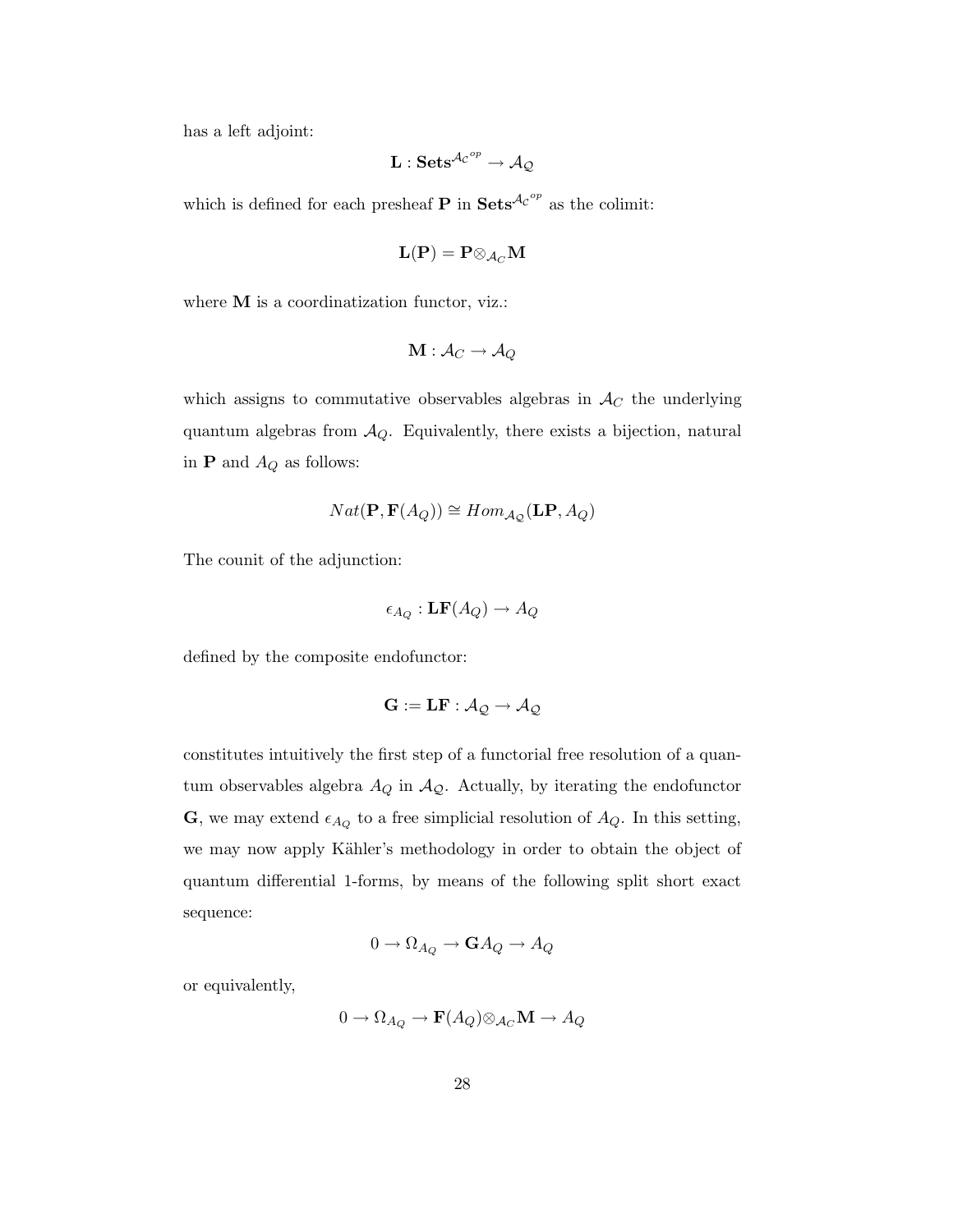has a left adjoint:

$$\mathbf{L} : \mathbf{Sets}^{\mathcal{A}_C{}^{op}} \to \mathcal{A}_{\mathcal{Q}}$$

which is defined for each presheaf $\mathbf{P}$ in $\mathbf{Sets}^{\mathcal{A}_C{}^{op}}$ as the colimit:

$$\mathbf{L}(\mathbf{P}) = \mathbf{P} \otimes_{\mathcal{A}_C} \mathbf{M}$$

where $\mathbf{M}$ is a coordinatization functor, viz.:

$$\mathbf{M} : \mathcal{A}_C \to \mathcal{A}_Q$$

which assigns to commutative observables algebras in $\mathcal{A}_C$ the underlying quantum algebras from $\mathcal{A}_Q$. Equivalently, there exists a bijection, natural in $\mathbf{P}$ and $A_Q$ as follows:

$$Nat(\mathbf{P}, \mathbf{F}(A_Q)) \cong Hom_{\mathcal{A}_{\mathcal{Q}}}(\mathbf{LP}, A_Q)$$

The counit of the adjunction:

$$\epsilon_{A_Q} : \mathbf{LF}(A_Q) \to A_Q$$

defined by the composite endofunctor:

$$\mathbf{G} := \mathbf{LF} : \mathcal{A}_{\mathcal{Q}} \to \mathcal{A}_{\mathcal{Q}}$$

constitutes intuitively the first step of a functorial free resolution of a quantum observables algebra $A_Q$ in $\mathcal{A}_{\mathcal{Q}}$. Actually, by iterating the endofunctor $\mathbf{G}$, we may extend $\epsilon_{A_Q}$ to a free simplicial resolution of $A_Q$. In this setting, we may now apply Kähler's methodology in order to obtain the object of quantum differential 1-forms, by means of the following split short exact sequence:

$$0 \to \Omega_{A_Q} \to \mathbf{G}A_Q \to A_Q$$

or equivalently,

$$0 \to \Omega_{A_Q} \to \mathbf{F}(A_Q) \otimes_{\mathcal{A}_C} \mathbf{M} \to A_Q$$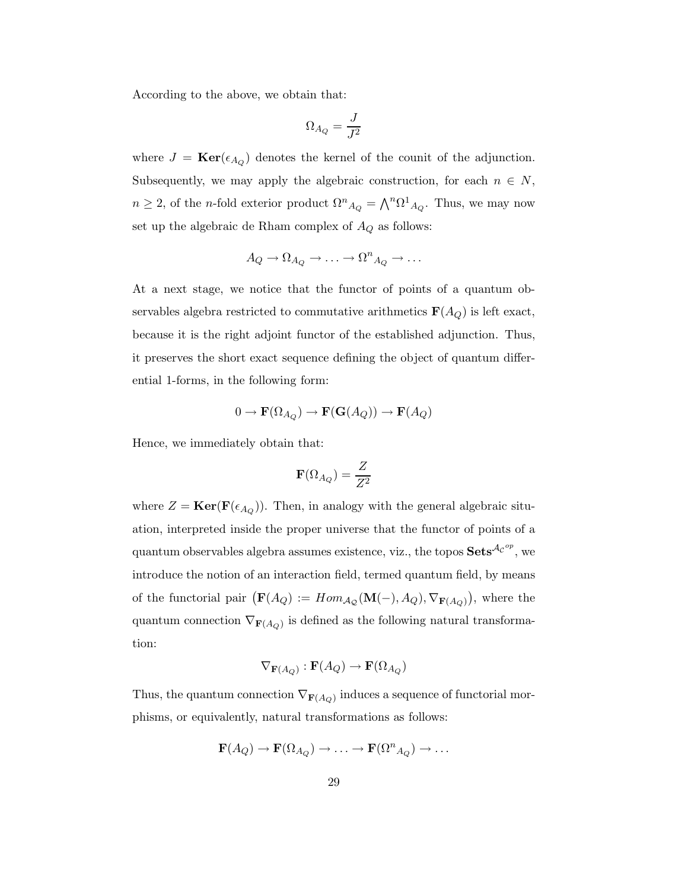According to the above, we obtain that:

$$\Omega_{A_Q} = \frac{J}{J^2}$$

where $J = \mathbf{Ker}(\epsilon_{A_Q})$ denotes the kernel of the counit of the adjunction. Subsequently, we may apply the algebraic construction, for each $n \in N$, $n \geq 2$, of the $n$-fold exterior product ${\Omega^n}_{A_Q} = \bigwedge^n {\Omega^1}_{A_Q}$. Thus, we may now set up the algebraic de Rham complex of $A_Q$ as follows:

$$A_Q \to \Omega_{A_Q} \to \ldots \to {\Omega^n}_{A_Q} \to \ldots$$

At a next stage, we notice that the functor of points of a quantum observables algebra restricted to commutative arithmetics $\mathbf{F}(A_Q)$ is left exact, because it is the right adjoint functor of the established adjunction. Thus, it preserves the short exact sequence defining the object of quantum differential 1-forms, in the following form:

$$0 \to \mathbf{F}(\Omega_{A_Q}) \to \mathbf{F}(\mathbf{G}(A_Q)) \to \mathbf{F}(A_Q)$$

Hence, we immediately obtain that:

$$\mathbf{F}(\Omega_{A_Q}) = \frac{Z}{Z^2}$$

where $Z = \mathbf{Ker}(\mathbf{F}(\epsilon_{A_Q}))$. Then, in analogy with the general algebraic situation, interpreted inside the proper universe that the functor of points of a quantum observables algebra assumes existence, viz., the topos $\mathbf{Sets}^{{\mathcal{A}_\mathcal{C}}^{op}}$, we introduce the notion of an interaction field, termed quantum field, by means of the functorial pair $\left(\mathbf{F}(A_Q) := Hom_{\mathcal{A_Q}}(\mathbf{M}(-), A_Q), \nabla_{\mathbf{F}(A_Q)}\right)$, where the quantum connection $\nabla_{\mathbf{F}(A_Q)}$ is defined as the following natural transformation:

$$\nabla_{\mathbf{F}(A_Q)} : \mathbf{F}(A_Q) \to \mathbf{F}(\Omega_{A_Q})$$

Thus, the quantum connection $\nabla_{\mathbf{F}(A_Q)}$ induces a sequence of functorial morphisms, or equivalently, natural transformations as follows:

$$\mathbf{F}(A_Q) \to \mathbf{F}(\Omega_{A_Q}) \to \ldots \to \mathbf{F}({\Omega^n}_{A_Q}) \to \ldots$$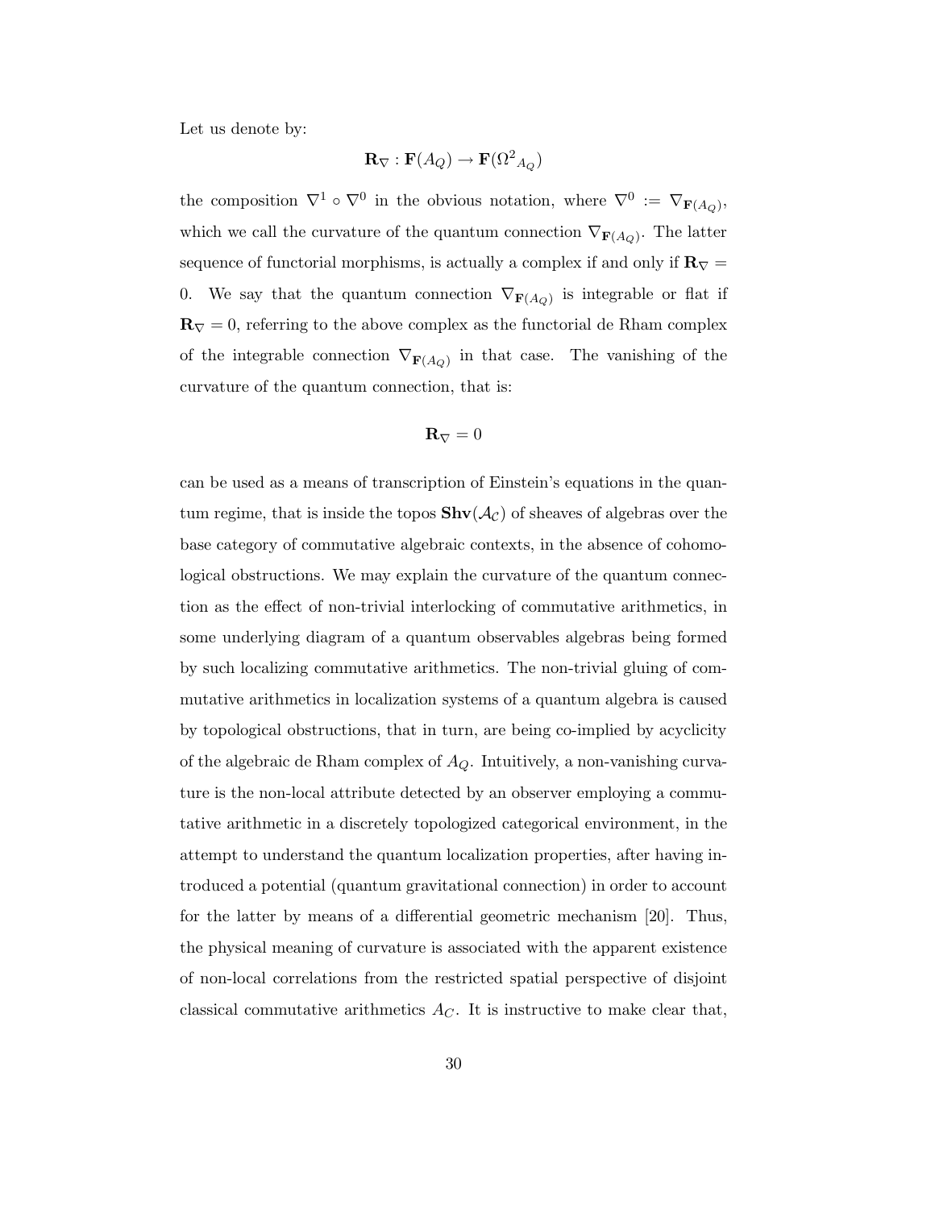Let us denote by:

$$\mathbf{R}_{\nabla} : \mathbf{F}(A_Q) \to \mathbf{F}({\Omega^2}_{A_Q})$$

the composition $\nabla^1 \circ \nabla^0$ in the obvious notation, where $\nabla^0 := \nabla_{\mathbf{F}(A_Q)}$, which we call the curvature of the quantum connection $\nabla_{\mathbf{F}(A_Q)}$. The latter sequence of functorial morphisms, is actually a complex if and only if $\mathbf{R}_{\nabla} = 0$. We say that the quantum connection $\nabla_{\mathbf{F}(A_Q)}$ is integrable or flat if $\mathbf{R}_{\nabla} = 0$, referring to the above complex as the functorial de Rham complex of the integrable connection $\nabla_{\mathbf{F}(A_Q)}$ in that case. The vanishing of the curvature of the quantum connection, that is:

$$\mathbf{R}_{\nabla} = 0$$

can be used as a means of transcription of Einstein's equations in the quantum regime, that is inside the topos $\mathbf{Shv}(\mathcal{A}_{\mathcal{C}})$ of sheaves of algebras over the base category of commutative algebraic contexts, in the absence of cohomological obstructions. We may explain the curvature of the quantum connection as the effect of non-trivial interlocking of commutative arithmetics, in some underlying diagram of a quantum observables algebras being formed by such localizing commutative arithmetics. The non-trivial gluing of commutative arithmetics in localization systems of a quantum algebra is caused by topological obstructions, that in turn, are being co-implied by acyclicity of the algebraic de Rham complex of $A_Q$. Intuitively, a non-vanishing curvature is the non-local attribute detected by an observer employing a commutative arithmetic in a discretely topologized categorical environment, in the attempt to understand the quantum localization properties, after having introduced a potential (quantum gravitational connection) in order to account for the latter by means of a differential geometric mechanism [20]. Thus, the physical meaning of curvature is associated with the apparent existence of non-local correlations from the restricted spatial perspective of disjoint classical commutative arithmetics $A_C$. It is instructive to make clear that,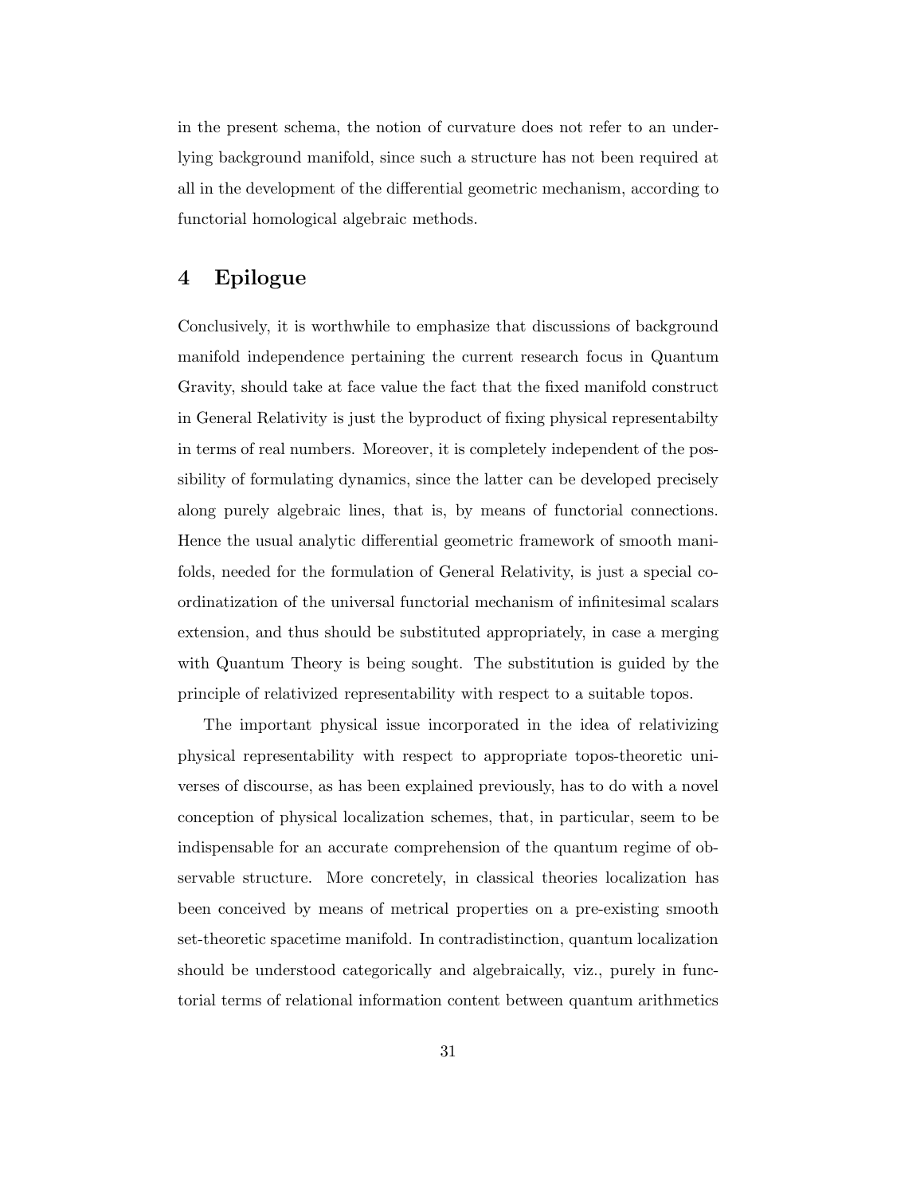in the present schema, the notion of curvature does not refer to an underlying background manifold, since such a structure has not been required at all in the development of the differential geometric mechanism, according to functorial homological algebraic methods.

## 4 Epilogue

Conclusively, it is worthwhile to emphasize that discussions of background manifold independence pertaining the current research focus in Quantum Gravity, should take at face value the fact that the fixed manifold construct in General Relativity is just the byproduct of fixing physical representabilty in terms of real numbers. Moreover, it is completely independent of the possibility of formulating dynamics, since the latter can be developed precisely along purely algebraic lines, that is, by means of functorial connections. Hence the usual analytic differential geometric framework of smooth manifolds, needed for the formulation of General Relativity, is just a special coordinatization of the universal functorial mechanism of infinitesimal scalars extension, and thus should be substituted appropriately, in case a merging with Quantum Theory is being sought. The substitution is guided by the principle of relativized representability with respect to a suitable topos.

The important physical issue incorporated in the idea of relativizing physical representability with respect to appropriate topos-theoretic universes of discourse, as has been explained previously, has to do with a novel conception of physical localization schemes, that, in particular, seem to be indispensable for an accurate comprehension of the quantum regime of observable structure. More concretely, in classical theories localization has been conceived by means of metrical properties on a pre-existing smooth set-theoretic spacetime manifold. In contradistinction, quantum localization should be understood categorically and algebraically, viz., purely in functorial terms of relational information content between quantum arithmetics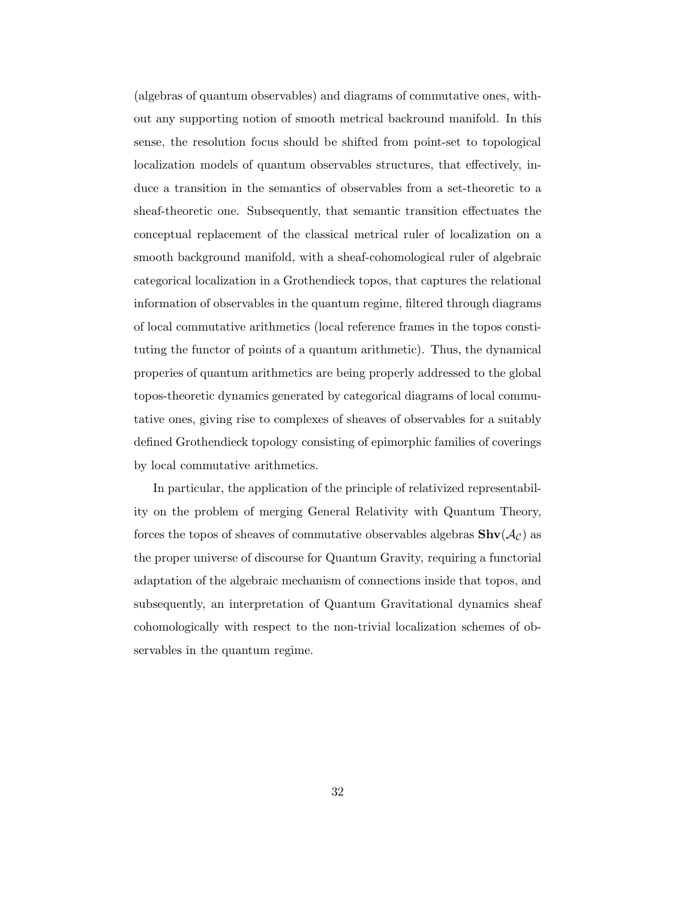(algebras of quantum observables) and diagrams of commutative ones, without any supporting notion of smooth metrical backround manifold. In this sense, the resolution focus should be shifted from point-set to topological localization models of quantum observables structures, that effectively, induce a transition in the semantics of observables from a set-theoretic to a sheaf-theoretic one. Subsequently, that semantic transition effectuates the conceptual replacement of the classical metrical ruler of localization on a smooth background manifold, with a sheaf-cohomological ruler of algebraic categorical localization in a Grothendieck topos, that captures the relational information of observables in the quantum regime, filtered through diagrams of local commutative arithmetics (local reference frames in the topos constituting the functor of points of a quantum arithmetic). Thus, the dynamical properies of quantum arithmetics are being properly addressed to the global topos-theoretic dynamics generated by categorical diagrams of local commutative ones, giving rise to complexes of sheaves of observables for a suitably defined Grothendieck topology consisting of epimorphic families of coverings by local commutative arithmetics.

In particular, the application of the principle of relativized representability on the problem of merging General Relativity with Quantum Theory, forces the topos of sheaves of commutative observables algebras $\mathbf{Shv}(\mathcal{A}_{\mathcal{C}})$ as the proper universe of discourse for Quantum Gravity, requiring a functorial adaptation of the algebraic mechanism of connections inside that topos, and subsequently, an interpretation of Quantum Gravitational dynamics sheaf cohomologically with respect to the non-trivial localization schemes of observables in the quantum regime.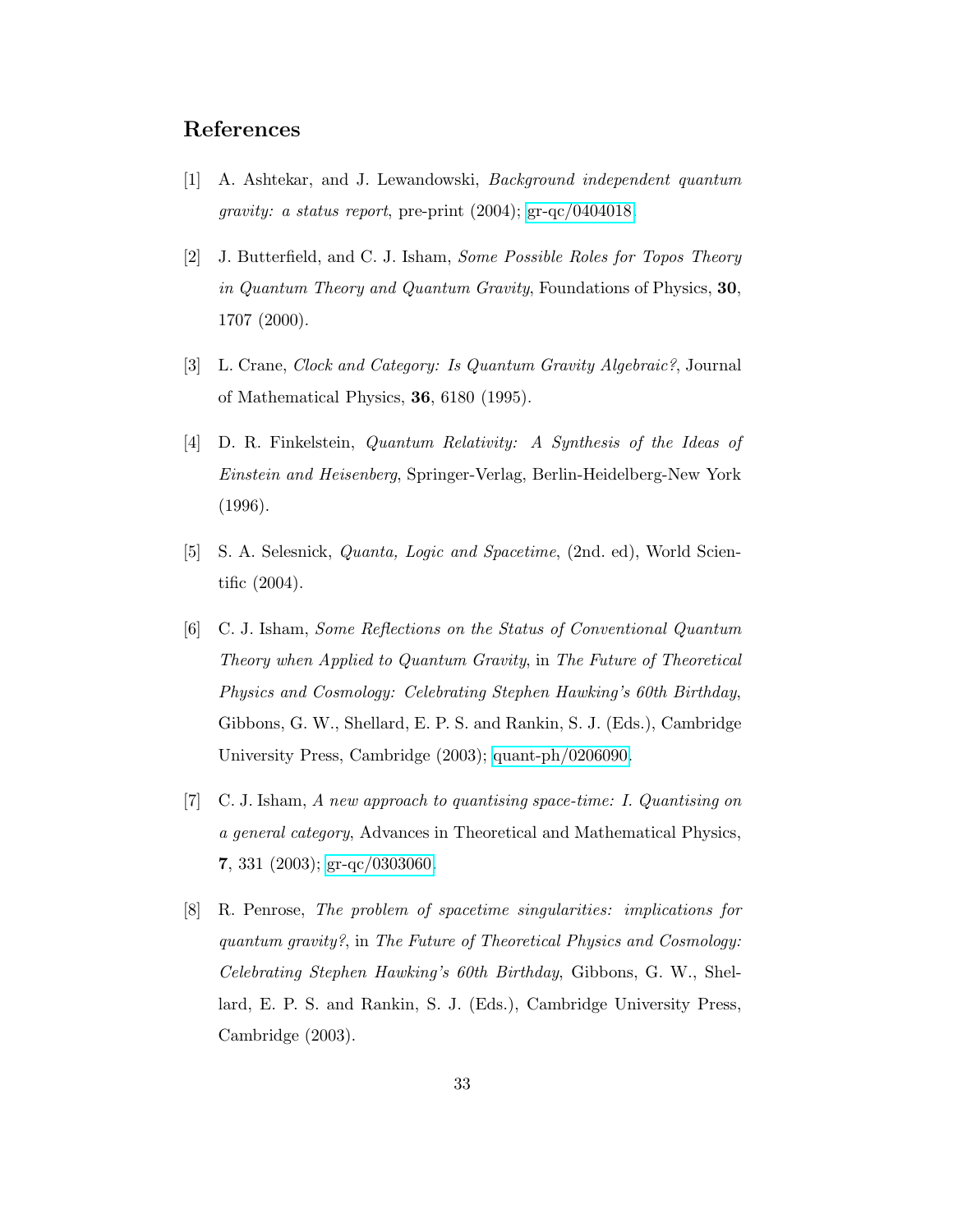## References

[1] A. Ashtekar, and J. Lewandowski, *Background independent quantum gravity: a status report*, pre-print (2004); gr-qc/0404018.

[2] J. Butterfield, and C. J. Isham, *Some Possible Roles for Topos Theory in Quantum Theory and Quantum Gravity*, Foundations of Physics, **30**, 1707 (2000).

[3] L. Crane, *Clock and Category: Is Quantum Gravity Algebraic?*, Journal of Mathematical Physics, **36**, 6180 (1995).

[4] D. R. Finkelstein, *Quantum Relativity: A Synthesis of the Ideas of Einstein and Heisenberg*, Springer-Verlag, Berlin-Heidelberg-New York (1996).

[5] S. A. Selesnick, *Quanta, Logic and Spacetime*, (2nd. ed), World Scientific (2004).

[6] C. J. Isham, *Some Reflections on the Status of Conventional Quantum Theory when Applied to Quantum Gravity*, in *The Future of Theoretical Physics and Cosmology: Celebrating Stephen Hawking's 60th Birthday*, Gibbons, G. W., Shellard, E. P. S. and Rankin, S. J. (Eds.), Cambridge University Press, Cambridge (2003); quant-ph/0206090.

[7] C. J. Isham, *A new approach to quantising space-time: I. Quantising on a general category*, Advances in Theoretical and Mathematical Physics, **7**, 331 (2003); gr-qc/0303060.

[8] R. Penrose, *The problem of spacetime singularities: implications for quantum gravity?*, in *The Future of Theoretical Physics and Cosmology: Celebrating Stephen Hawking's 60th Birthday*, Gibbons, G. W., Shellard, E. P. S. and Rankin, S. J. (Eds.), Cambridge University Press, Cambridge (2003).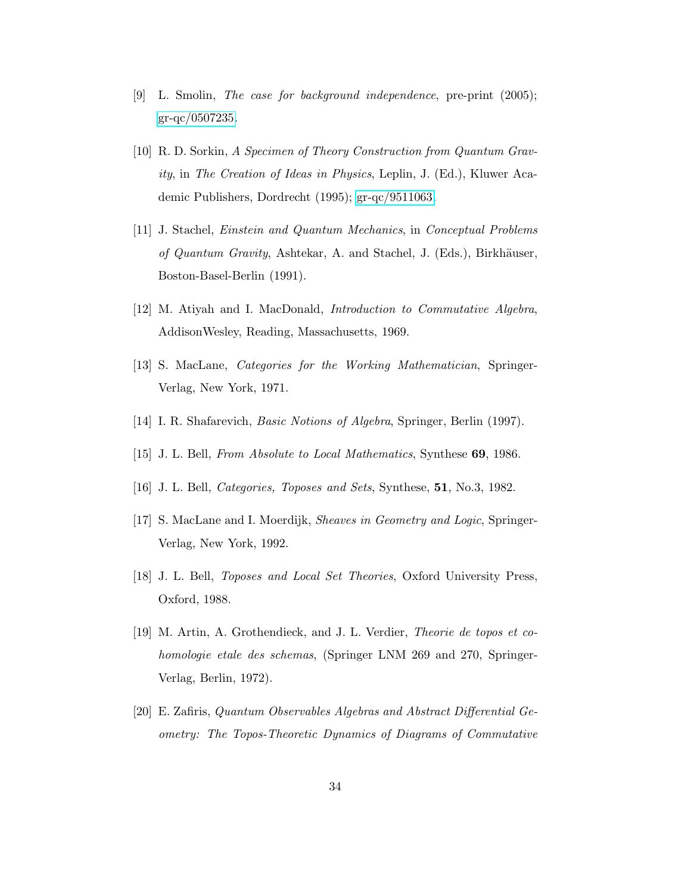[9] L. Smolin, *The case for background independence*, pre-print (2005); gr-qc/0507235.

[10] R. D. Sorkin, *A Specimen of Theory Construction from Quantum Gravity*, in *The Creation of Ideas in Physics*, Leplin, J. (Ed.), Kluwer Academic Publishers, Dordrecht (1995); gr-qc/9511063.

[11] J. Stachel, *Einstein and Quantum Mechanics*, in *Conceptual Problems of Quantum Gravity*, Ashtekar, A. and Stachel, J. (Eds.), Birkhäuser, Boston-Basel-Berlin (1991).

[12] M. Atiyah and I. MacDonald, *Introduction to Commutative Algebra*, AddisonWesley, Reading, Massachusetts, 1969.

[13] S. MacLane, *Categories for the Working Mathematician*, Springer-Verlag, New York, 1971.

[14] I. R. Shafarevich, *Basic Notions of Algebra*, Springer, Berlin (1997).

[15] J. L. Bell, *From Absolute to Local Mathematics*, Synthese **69**, 1986.

[16] J. L. Bell, *Categories, Toposes and Sets*, Synthese, **51**, No.3, 1982.

[17] S. MacLane and I. Moerdijk, *Sheaves in Geometry and Logic*, Springer-Verlag, New York, 1992.

[18] J. L. Bell, *Toposes and Local Set Theories*, Oxford University Press, Oxford, 1988.

[19] M. Artin, A. Grothendieck, and J. L. Verdier, *Theorie de topos et cohomologie etale des schemas*, (Springer LNM 269 and 270, Springer-Verlag, Berlin, 1972).

[20] E. Zafiris, *Quantum Observables Algebras and Abstract Differential Geometry: The Topos-Theoretic Dynamics of Diagrams of Commutative*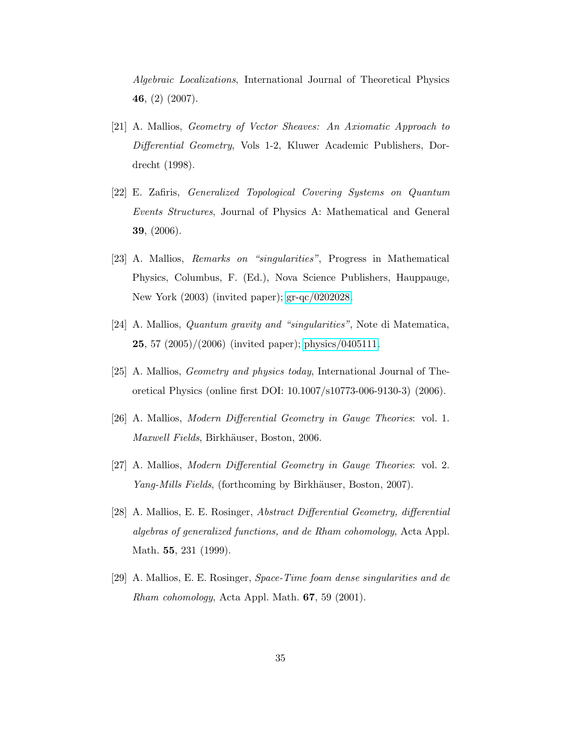*Algebraic Localizations*, International Journal of Theoretical Physics **46**, (2) (2007).

[21] A. Mallios, *Geometry of Vector Sheaves: An Axiomatic Approach to Differential Geometry*, Vols 1-2, Kluwer Academic Publishers, Dordrecht (1998).

[22] E. Zafiris, *Generalized Topological Covering Systems on Quantum Events Structures*, Journal of Physics A: Mathematical and General **39**, (2006).

[23] A. Mallios, *Remarks on "singularities"*, Progress in Mathematical Physics, Columbus, F. (Ed.), Nova Science Publishers, Hauppauge, New York (2003) (invited paper); gr-qc/0202028.

[24] A. Mallios, *Quantum gravity and "singularities"*, Note di Matematica, **25**, 57 (2005)/(2006) (invited paper); physics/0405111.

[25] A. Mallios, *Geometry and physics today*, International Journal of Theoretical Physics (online first DOI: 10.1007/s10773-006-9130-3) (2006).

[26] A. Mallios, *Modern Differential Geometry in Gauge Theories*: vol. 1. *Maxwell Fields*, Birkhäuser, Boston, 2006.

[27] A. Mallios, *Modern Differential Geometry in Gauge Theories*: vol. 2. *Yang-Mills Fields*, (forthcoming by Birkhäuser, Boston, 2007).

[28] A. Mallios, E. E. Rosinger, *Abstract Differential Geometry, differential algebras of generalized functions, and de Rham cohomology*, Acta Appl. Math. **55**, 231 (1999).

[29] A. Mallios, E. E. Rosinger, *Space-Time foam dense singularities and de Rham cohomology*, Acta Appl. Math. **67**, 59 (2001).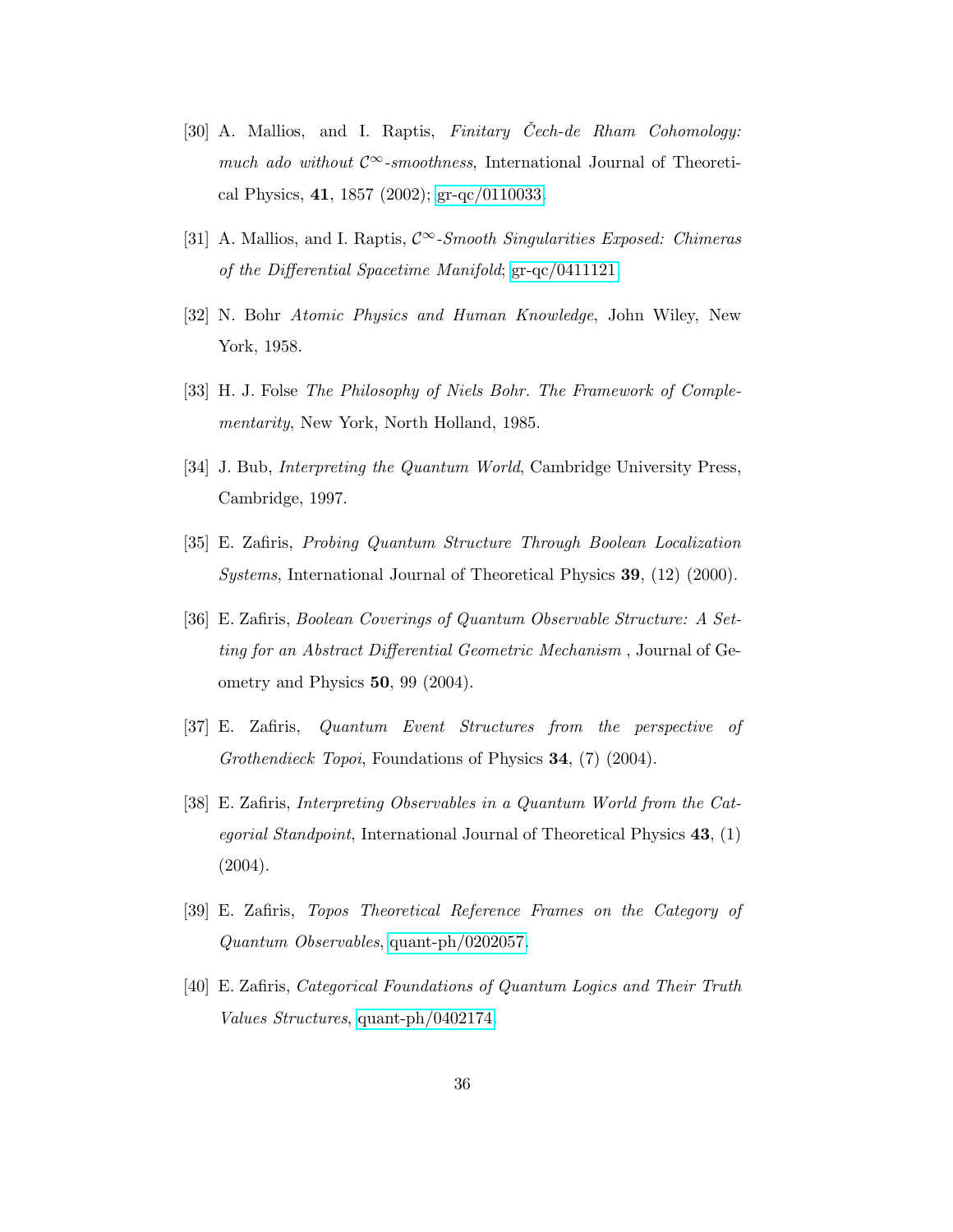[30] A. Mallios, and I. Raptis, *Finitary Čech-de Rham Cohomology: much ado without $\mathcal{C}^{\infty}$-smoothness*, International Journal of Theoretical Physics, **41**, 1857 (2002); gr-qc/0110033.

[31] A. Mallios, and I. Raptis, *$\mathcal{C}^{\infty}$-Smooth Singularities Exposed: Chimeras of the Differential Spacetime Manifold*; gr-qc/0411121.

[32] N. Bohr *Atomic Physics and Human Knowledge*, John Wiley, New York, 1958.

[33] H. J. Folse *The Philosophy of Niels Bohr. The Framework of Complementarity*, New York, North Holland, 1985.

[34] J. Bub, *Interpreting the Quantum World*, Cambridge University Press, Cambridge, 1997.

[35] E. Zafiris, *Probing Quantum Structure Through Boolean Localization Systems*, International Journal of Theoretical Physics **39**, (12) (2000).

[36] E. Zafiris, *Boolean Coverings of Quantum Observable Structure: A Setting for an Abstract Differential Geometric Mechanism* , Journal of Geometry and Physics **50**, 99 (2004).

[37] E. Zafiris, *Quantum Event Structures from the perspective of Grothendieck Topoi*, Foundations of Physics **34**, (7) (2004).

[38] E. Zafiris, *Interpreting Observables in a Quantum World from the Categorial Standpoint*, International Journal of Theoretical Physics **43**, (1) (2004).

[39] E. Zafiris, *Topos Theoretical Reference Frames on the Category of Quantum Observables*, quant-ph/0202057.

[40] E. Zafiris, *Categorical Foundations of Quantum Logics and Their Truth Values Structures*, quant-ph/0402174.